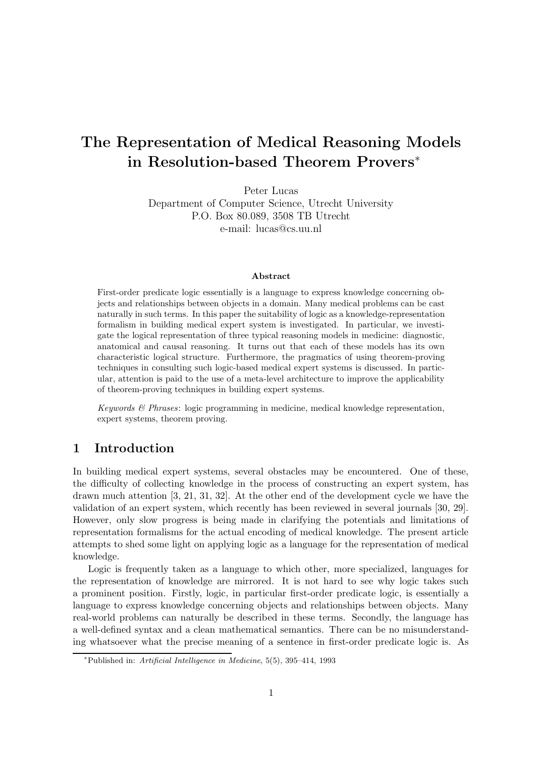# The Representation of Medical Reasoning Models in Resolution-based Theorem Provers*

Peter Lucas
Department of Computer Science, Utrecht University
P.O. Box 80.089, 3508 TB Utrecht
e-mail: lucas@cs.uu.nl

### Abstract

First-order predicate logic essentially is a language to express knowledge concerning objects and relationships between objects in a domain. Many medical problems can be cast naturally in such terms. In this paper the suitability of logic as a knowledge-representation formalism in building medical expert system is investigated. In particular, we investigate the logical representation of three typical reasoning models in medicine: diagnostic, anatomical and causal reasoning. It turns out that each of these models has its own characteristic logical structure. Furthermore, the pragmatics of using theorem-proving techniques in consulting such logic-based medical expert systems is discussed. In particular, attention is paid to the use of a meta-level architecture to improve the applicability of theorem-proving techniques in building expert systems.

*Keywords & Phrases*: logic programming in medicine, medical knowledge representation, expert systems, theorem proving.

## 1 Introduction

In building medical expert systems, several obstacles may be encountered. One of these, the difficulty of collecting knowledge in the process of constructing an expert system, has drawn much attention [3, 21, 31, 32]. At the other end of the development cycle we have the validation of an expert system, which recently has been reviewed in several journals [30, 29]. However, only slow progress is being made in clarifying the potentials and limitations of representation formalisms for the actual encoding of medical knowledge. The present article attempts to shed some light on applying logic as a language for the representation of medical knowledge.

Logic is frequently taken as a language to which other, more specialized, languages for the representation of knowledge are mirrored. It is not hard to see why logic takes such a prominent position. Firstly, logic, in particular first-order predicate logic, is essentially a language to express knowledge concerning objects and relationships between objects. Many real-world problems can naturally be described in these terms. Secondly, the language has a well-defined syntax and a clean mathematical semantics. There can be no misunderstanding whatsoever what the precise meaning of a sentence in first-order predicate logic is. As

*Published in: *Artificial Intelligence in Medicine*, 5(5), 395–414, 1993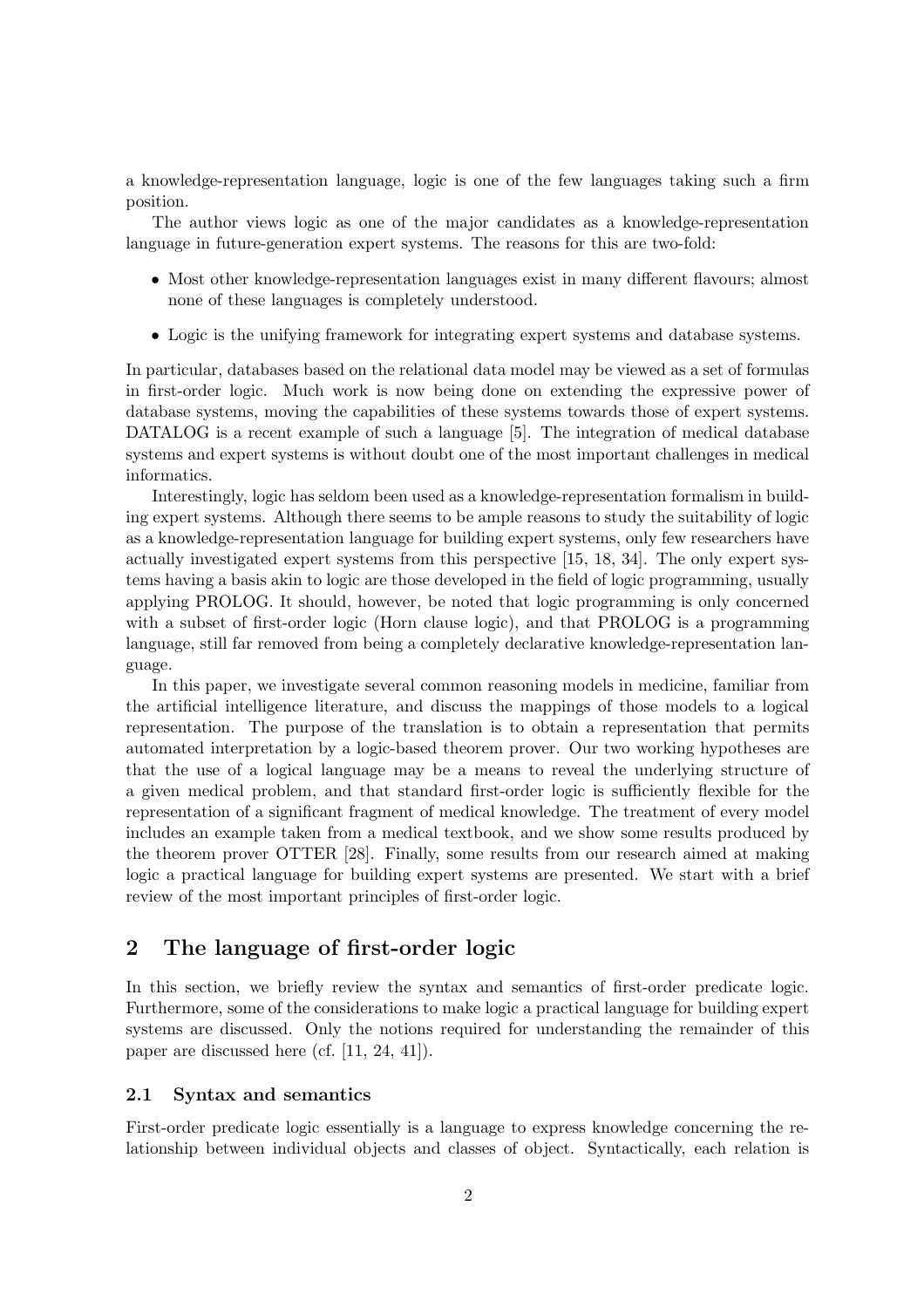a knowledge-representation language, logic is one of the few languages taking such a firm position.

The author views logic as one of the major candidates as a knowledge-representation language in future-generation expert systems. The reasons for this are two-fold:

- Most other knowledge-representation languages exist in many different flavours; almost none of these languages is completely understood.
- Logic is the unifying framework for integrating expert systems and database systems.

In particular, databases based on the relational data model may be viewed as a set of formulas in first-order logic. Much work is now being done on extending the expressive power of database systems, moving the capabilities of these systems towards those of expert systems. DATALOG is a recent example of such a language [5]. The integration of medical database systems and expert systems is without doubt one of the most important challenges in medical informatics.

Interestingly, logic has seldom been used as a knowledge-representation formalism in building expert systems. Although there seems to be ample reasons to study the suitability of logic as a knowledge-representation language for building expert systems, only few researchers have actually investigated expert systems from this perspective [15, 18, 34]. The only expert systems having a basis akin to logic are those developed in the field of logic programming, usually applying PROLOG. It should, however, be noted that logic programming is only concerned with a subset of first-order logic (Horn clause logic), and that PROLOG is a programming language, still far removed from being a completely declarative knowledge-representation language.

In this paper, we investigate several common reasoning models in medicine, familiar from the artificial intelligence literature, and discuss the mappings of those models to a logical representation. The purpose of the translation is to obtain a representation that permits automated interpretation by a logic-based theorem prover. Our two working hypotheses are that the use of a logical language may be a means to reveal the underlying structure of a given medical problem, and that standard first-order logic is sufficiently flexible for the representation of a significant fragment of medical knowledge. The treatment of every model includes an example taken from a medical textbook, and we show some results produced by the theorem prover OTTER [28]. Finally, some results from our research aimed at making logic a practical language for building expert systems are presented. We start with a brief review of the most important principles of first-order logic.

## 2 The language of first-order logic

In this section, we briefly review the syntax and semantics of first-order predicate logic. Furthermore, some of the considerations to make logic a practical language for building expert systems are discussed. Only the notions required for understanding the remainder of this paper are discussed here (cf. [11, 24, 41]).

### 2.1 Syntax and semantics

First-order predicate logic essentially is a language to express knowledge concerning the relationship between individual objects and classes of object. Syntactically, each relation is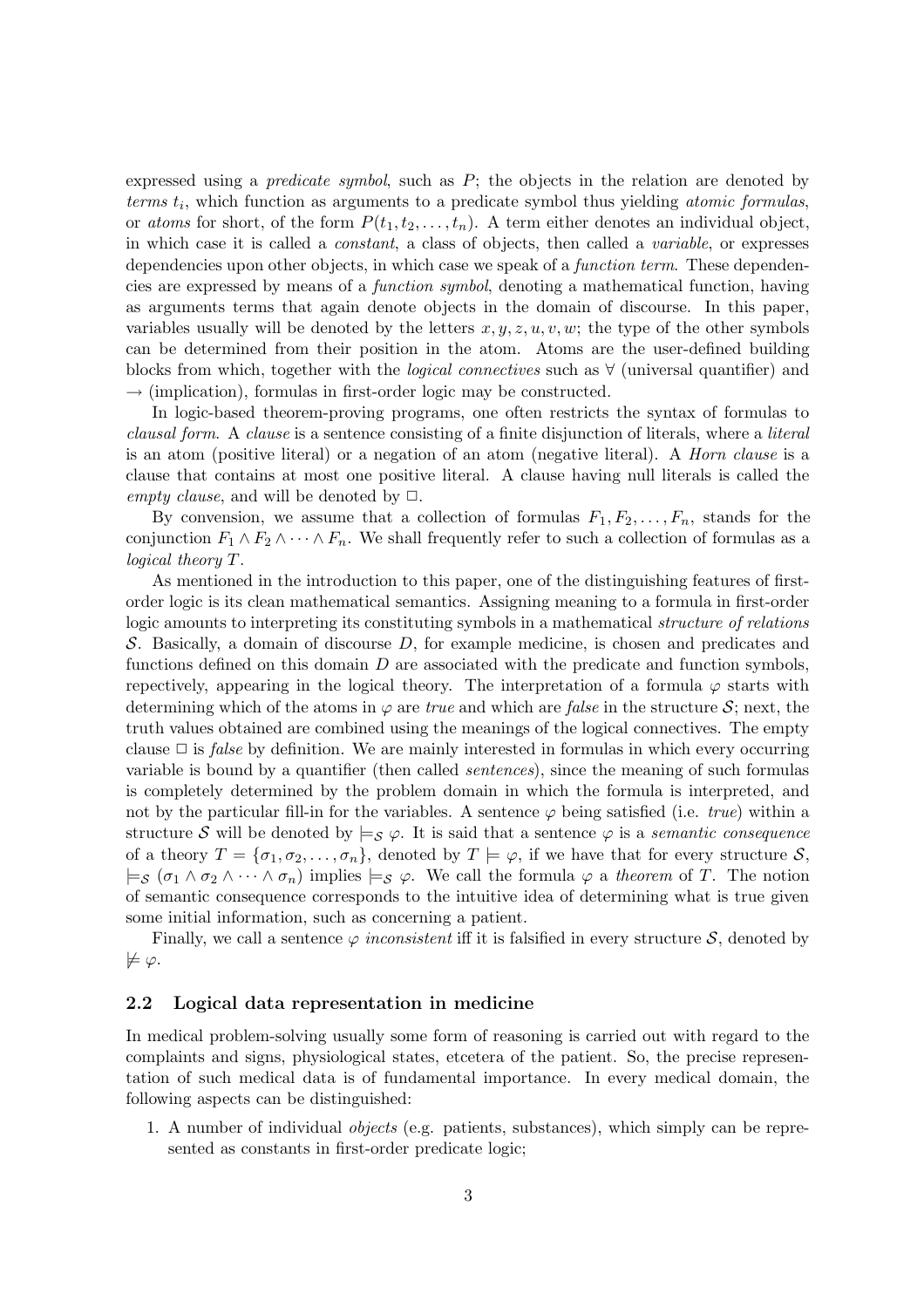expressed using a *predicate symbol*, such as $P$; the objects in the relation are denoted by *terms* $t_i$, which function as arguments to a predicate symbol thus yielding *atomic formulas*, or *atoms* for short, of the form $P(t_1, t_2, \ldots, t_n)$. A term either denotes an individual object, in which case it is called a *constant*, a class of objects, then called a *variable*, or expresses dependencies upon other objects, in which case we speak of a *function term*. These dependencies are expressed by means of a *function symbol*, denoting a mathematical function, having as arguments terms that again denote objects in the domain of discourse. In this paper, variables usually will be denoted by the letters $x, y, z, u, v, w$; the type of the other symbols can be determined from their position in the atom. Atoms are the user-defined building blocks from which, together with the *logical connectives* such as $\forall$ (universal quantifier) and $\rightarrow$ (implication), formulas in first-order logic may be constructed.

In logic-based theorem-proving programs, one often restricts the syntax of formulas to *clausal form*. A *clause* is a sentence consisting of a finite disjunction of literals, where a *literal* is an atom (positive literal) or a negation of an atom (negative literal). A *Horn clause* is a clause that contains at most one positive literal. A clause having null literals is called the *empty clause*, and will be denoted by $\Box$.

By convension, we assume that a collection of formulas $F_1, F_2, \ldots, F_n$, stands for the conjunction $F_1 \wedge F_2 \wedge \cdots \wedge F_n$. We shall frequently refer to such a collection of formulas as a *logical theory* $T$.

As mentioned in the introduction to this paper, one of the distinguishing features of first-order logic is its clean mathematical semantics. Assigning meaning to a formula in first-order logic amounts to interpreting its constituting symbols in a mathematical *structure of relations* $\mathcal{S}$. Basically, a domain of discourse $D$, for example medicine, is chosen and predicates and functions defined on this domain $D$ are associated with the predicate and function symbols, repectively, appearing in the logical theory. The interpretation of a formula $\varphi$ starts with determining which of the atoms in $\varphi$ are *true* and which are *false* in the structure $\mathcal{S}$; next, the truth values obtained are combined using the meanings of the logical connectives. The empty clause $\Box$ is *false* by definition. We are mainly interested in formulas in which every occurring variable is bound by a quantifier (then called *sentences*), since the meaning of such formulas is completely determined by the problem domain in which the formula is interpreted, and not by the particular fill-in for the variables. A sentence $\varphi$ being satisfied (i.e. *true*) within a structure $\mathcal{S}$ will be denoted by $\models_{\mathcal{S}} \varphi$. It is said that a sentence $\varphi$ is a *semantic consequence* of a theory $T = \{\sigma_1, \sigma_2, \ldots, \sigma_n\}$, denoted by $T \models \varphi$, if we have that for every structure $\mathcal{S}$, $\models_{\mathcal{S}} (\sigma_1 \wedge \sigma_2 \wedge \cdots \wedge \sigma_n)$ implies $\models_{\mathcal{S}} \varphi$. We call the formula $\varphi$ a *theorem* of $T$. The notion of semantic consequence corresponds to the intuitive idea of determining what is true given some initial information, such as concerning a patient.

Finally, we call a sentence $\varphi$ *inconsistent* iff it is falsified in every structure $\mathcal{S}$, denoted by $\not\models \varphi$.

### 2.2 Logical data representation in medicine

In medical problem-solving usually some form of reasoning is carried out with regard to the complaints and signs, physiological states, etcetera of the patient. So, the precise representation of such medical data is of fundamental importance. In every medical domain, the following aspects can be distinguished:

1. A number of individual *objects* (e.g. patients, substances), which simply can be represented as constants in first-order predicate logic;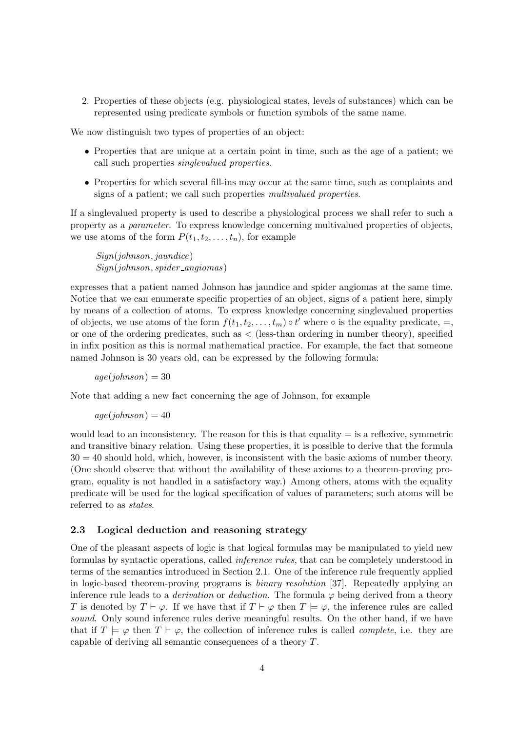2. Properties of these objects (e.g. physiological states, levels of substances) which can be represented using predicate symbols or function symbols of the same name.

We now distinguish two types of properties of an object:

- Properties that are unique at a certain point in time, such as the age of a patient; we call such properties *singlevalued properties*.
- Properties for which several fill-ins may occur at the same time, such as complaints and signs of a patient; we call such properties *multivalued properties*.

If a singlevalued property is used to describe a physiological process we shall refer to such a property as a *parameter*. To express knowledge concerning multivalued properties of objects, we use atoms of the form $P(t_1, t_2, \ldots, t_n)$, for example

$$Sign(johnson, jaundice)$$
$$Sign(johnson, spider\_angiomas)$$

expresses that a patient named Johnson has jaundice and spider angiomas at the same time. Notice that we can enumerate specific properties of an object, signs of a patient here, simply by means of a collection of atoms. To express knowledge concerning singlevalued properties of objects, we use atoms of the form $f(t_1, t_2, \ldots, t_m) \circ t'$ where $\circ$ is the equality predicate, $=$, or one of the ordering predicates, such as $<$ (less-than ordering in number theory), specified in infix position as this is normal mathematical practice. For example, the fact that someone named Johnson is 30 years old, can be expressed by the following formula:

$$age(johnson) = 30$$

Note that adding a new fact concerning the age of Johnson, for example

$$age(johnson) = 40$$

would lead to an inconsistency. The reason for this is that equality $=$ is a reflexive, symmetric and transitive binary relation. Using these properties, it is possible to derive that the formula $30 = 40$ should hold, which, however, is inconsistent with the basic axioms of number theory. (One should observe that without the availability of these axioms to a theorem-proving program, equality is not handled in a satisfactory way.) Among others, atoms with the equality predicate will be used for the logical specification of values of parameters; such atoms will be referred to as *states*.

### 2.3 Logical deduction and reasoning strategy

One of the pleasant aspects of logic is that logical formulas may be manipulated to yield new formulas by syntactic operations, called *inference rules*, that can be completely understood in terms of the semantics introduced in Section 2.1. One of the inference rule frequently applied in logic-based theorem-proving programs is *binary resolution* [37]. Repeatedly applying an inference rule leads to a *derivation* or *deduction*. The formula $\varphi$ being derived from a theory $T$ is denoted by $T \vdash \varphi$. If we have that if $T \vdash \varphi$ then $T \models \varphi$, the inference rules are called *sound*. Only sound inference rules derive meaningful results. On the other hand, if we have that if $T \models \varphi$ then $T \vdash \varphi$, the collection of inference rules is called *complete*, i.e. they are capable of deriving all semantic consequences of a theory $T$.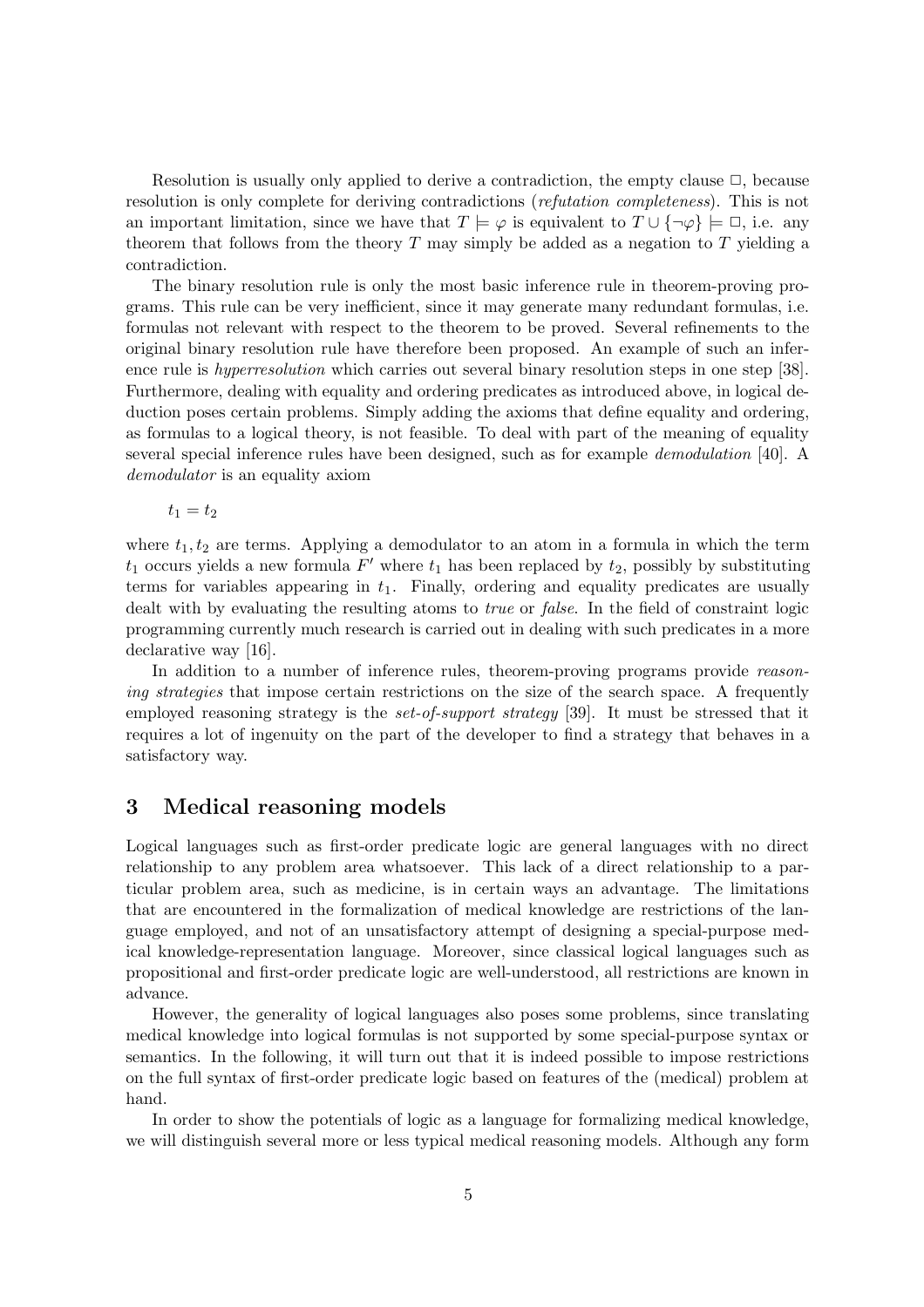Resolution is usually only applied to derive a contradiction, the empty clause $\Box$, because resolution is only complete for deriving contradictions (*refutation completeness*). This is not an important limitation, since we have that $T \models \varphi$ is equivalent to $T \cup \{\neg\varphi\} \models \Box$, i.e. any theorem that follows from the theory $T$ may simply be added as a negation to $T$ yielding a contradiction.

The binary resolution rule is only the most basic inference rule in theorem-proving programs. This rule can be very inefficient, since it may generate many redundant formulas, i.e. formulas not relevant with respect to the theorem to be proved. Several refinements to the original binary resolution rule have therefore been proposed. An example of such an inference rule is *hyperresolution* which carries out several binary resolution steps in one step [38]. Furthermore, dealing with equality and ordering predicates as introduced above, in logical deduction poses certain problems. Simply adding the axioms that define equality and ordering, as formulas to a logical theory, is not feasible. To deal with part of the meaning of equality several special inference rules have been designed, such as for example *demodulation* [40]. A *demodulator* is an equality axiom

$$t_1 = t_2$$

where $t_1, t_2$ are terms. Applying a demodulator to an atom in a formula in which the term $t_1$ occurs yields a new formula $F'$ where $t_1$ has been replaced by $t_2$, possibly by substituting terms for variables appearing in $t_1$. Finally, ordering and equality predicates are usually dealt with by evaluating the resulting atoms to *true* or *false*. In the field of constraint logic programming currently much research is carried out in dealing with such predicates in a more declarative way [16].

In addition to a number of inference rules, theorem-proving programs provide *reasoning strategies* that impose certain restrictions on the size of the search space. A frequently employed reasoning strategy is the *set-of-support strategy* [39]. It must be stressed that it requires a lot of ingenuity on the part of the developer to find a strategy that behaves in a satisfactory way.

## 3 Medical reasoning models

Logical languages such as first-order predicate logic are general languages with no direct relationship to any problem area whatsoever. This lack of a direct relationship to a particular problem area, such as medicine, is in certain ways an advantage. The limitations that are encountered in the formalization of medical knowledge are restrictions of the language employed, and not of an unsatisfactory attempt of designing a special-purpose medical knowledge-representation language. Moreover, since classical logical languages such as propositional and first-order predicate logic are well-understood, all restrictions are known in advance.

However, the generality of logical languages also poses some problems, since translating medical knowledge into logical formulas is not supported by some special-purpose syntax or semantics. In the following, it will turn out that it is indeed possible to impose restrictions on the full syntax of first-order predicate logic based on features of the (medical) problem at hand.

In order to show the potentials of logic as a language for formalizing medical knowledge, we will distinguish several more or less typical medical reasoning models. Although any form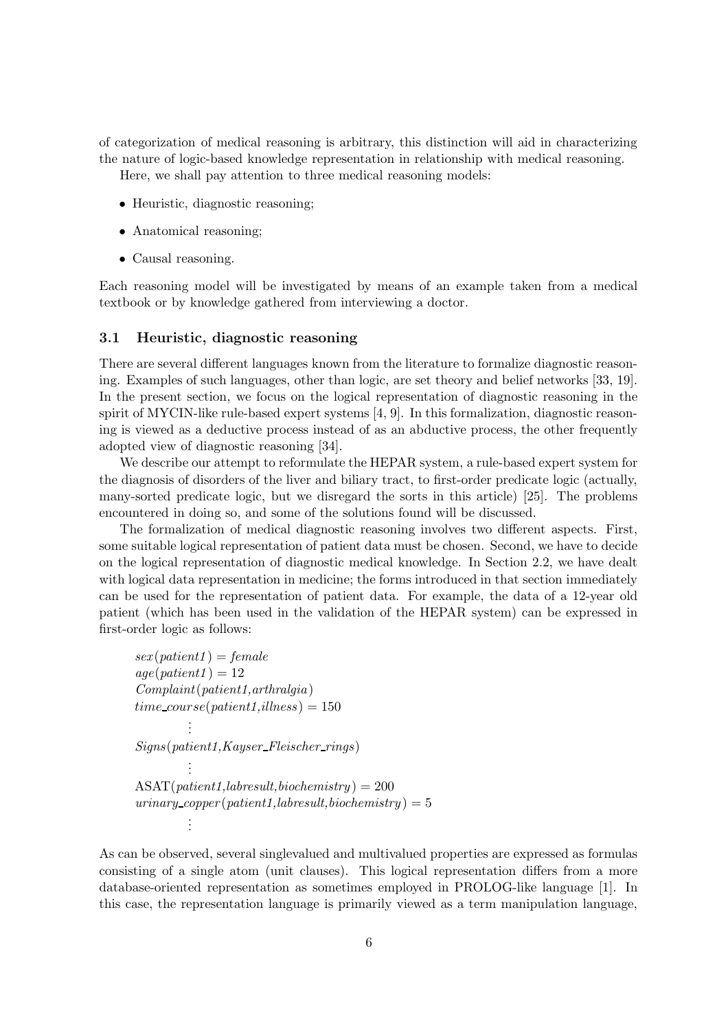of categorization of medical reasoning is arbitrary, this distinction will aid in characterizing the nature of logic-based knowledge representation in relationship with medical reasoning.

Here, we shall pay attention to three medical reasoning models:

- Heuristic, diagnostic reasoning;
- Anatomical reasoning;
- Causal reasoning.

Each reasoning model will be investigated by means of an example taken from a medical textbook or by knowledge gathered from interviewing a doctor.

### 3.1 Heuristic, diagnostic reasoning

There are several different languages known from the literature to formalize diagnostic reasoning. Examples of such languages, other than logic, are set theory and belief networks [33, 19]. In the present section, we focus on the logical representation of diagnostic reasoning in the spirit of MYCIN-like rule-based expert systems [4, 9]. In this formalization, diagnostic reasoning is viewed as a deductive process instead of as an abductive process, the other frequently adopted view of diagnostic reasoning [34].

We describe our attempt to reformulate the HEPAR system, a rule-based expert system for the diagnosis of disorders of the liver and biliary tract, to first-order predicate logic (actually, many-sorted predicate logic, but we disregard the sorts in this article) [25]. The problems encountered in doing so, and some of the solutions found will be discussed.

The formalization of medical diagnostic reasoning involves two different aspects. First, some suitable logical representation of patient data must be chosen. Second, we have to decide on the logical representation of diagnostic medical knowledge. In Section 2.2, we have dealt with logical data representation in medicine; the forms introduced in that section immediately can be used for the representation of patient data. For example, the data of a 12-year old patient (which has been used in the validation of the HEPAR system) can be expressed in first-order logic as follows:

$$
\begin{array}{l}
sex(patient1) = female \\
age(patient1) = 12 \\
Complaint(patient1, arthralgia) \\
time\_course(patient1, illness) = 150 \\
\quad\quad \vdots \\
Signs(patient1, Kayser\_Fleischer\_rings) \\
\quad\quad \vdots \\
\mathrm{ASAT}(patient1, labresult, biochemistry) = 200 \\
urinary\_copper(patient1, labresult, biochemistry) = 5 \\
\quad\quad \vdots
\end{array}
$$

As can be observed, several singlevalued and multivalued properties are expressed as formulas consisting of a single atom (unit clauses). This logical representation differs from a more database-oriented representation as sometimes employed in PROLOG-like language [1]. In this case, the representation language is primarily viewed as a term manipulation language,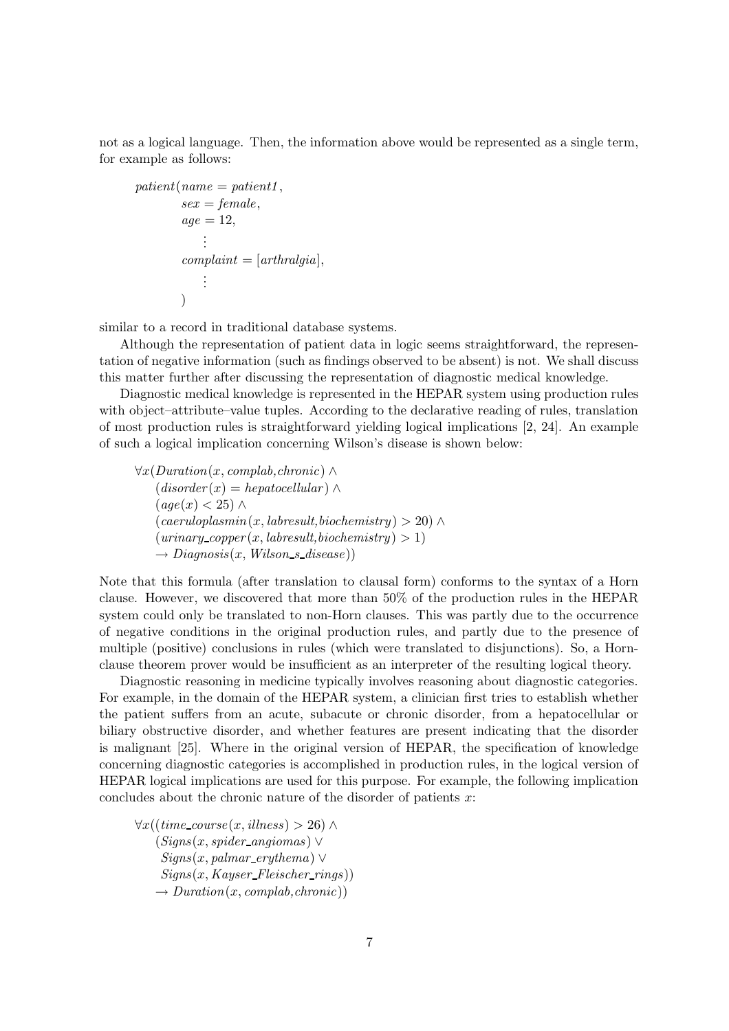not as a logical language. Then, the information above would be represented as a single term, for example as follows:

$$
\begin{aligned}
&\mathit{patient}(\mathit{name} = \mathit{patient1},\\
&\qquad \mathit{sex} = \mathit{female},\\
&\qquad \mathit{age} = 12,\\
&\qquad\quad \vdots\\
&\qquad \mathit{complaint} = [\mathit{arthralgia}],\\
&\qquad\quad \vdots\\
&\qquad )
\end{aligned}
$$

similar to a record in traditional database systems.

Although the representation of patient data in logic seems straightforward, the representation of negative information (such as findings observed to be absent) is not. We shall discuss this matter further after discussing the representation of diagnostic medical knowledge.

Diagnostic medical knowledge is represented in the HEPAR system using production rules with object–attribute–value tuples. According to the declarative reading of rules, translation of most production rules is straightforward yielding logical implications [2, 24]. An example of such a logical implication concerning Wilson's disease is shown below:

$$
\begin{aligned}
&\forall x(\mathit{Duration}(x, \mathit{complab}, \mathit{chronic}) \wedge\\
&\quad (\mathit{disorder}(x) = \mathit{hepatocellular}) \wedge\\
&\quad (\mathit{age}(x) < 25) \wedge\\
&\quad (\mathit{caeruloplasmin}(x, \mathit{labresult}, \mathit{biochemistry}) > 20) \wedge\\
&\quad (\mathit{urinary\_copper}(x, \mathit{labresult}, \mathit{biochemistry}) > 1)\\
&\quad \rightarrow \mathit{Diagnosis}(x, \mathit{Wilson\_s\_disease}))
\end{aligned}
$$

Note that this formula (after translation to clausal form) conforms to the syntax of a Horn clause. However, we discovered that more than 50% of the production rules in the HEPAR system could only be translated to non-Horn clauses. This was partly due to the occurrence of negative conditions in the original production rules, and partly due to the presence of multiple (positive) conclusions in rules (which were translated to disjunctions). So, a Horn-clause theorem prover would be insufficient as an interpreter of the resulting logical theory.

Diagnostic reasoning in medicine typically involves reasoning about diagnostic categories. For example, in the domain of the HEPAR system, a clinician first tries to establish whether the patient suffers from an acute, subacute or chronic disorder, from a hepatocellular or biliary obstructive disorder, and whether features are present indicating that the disorder is malignant [25]. Where in the original version of HEPAR, the specification of knowledge concerning diagnostic categories is accomplished in production rules, in the logical version of HEPAR logical implications are used for this purpose. For example, the following implication concludes about the chronic nature of the disorder of patients $x$:

$$
\begin{aligned}
&\forall x((\mathit{time\_course}(x, \mathit{illness}) > 26) \wedge\\
&\quad (\mathit{Signs}(x, \mathit{spider\_angiomas}) \vee\\
&\quad\ \mathit{Signs}(x, \mathit{palmar\_erythema}) \vee\\
&\quad\ \mathit{Signs}(x, \mathit{Kayser\_Fleischer\_rings}))\\
&\quad \rightarrow \mathit{Duration}(x, \mathit{complab}, \mathit{chronic}))
\end{aligned}
$$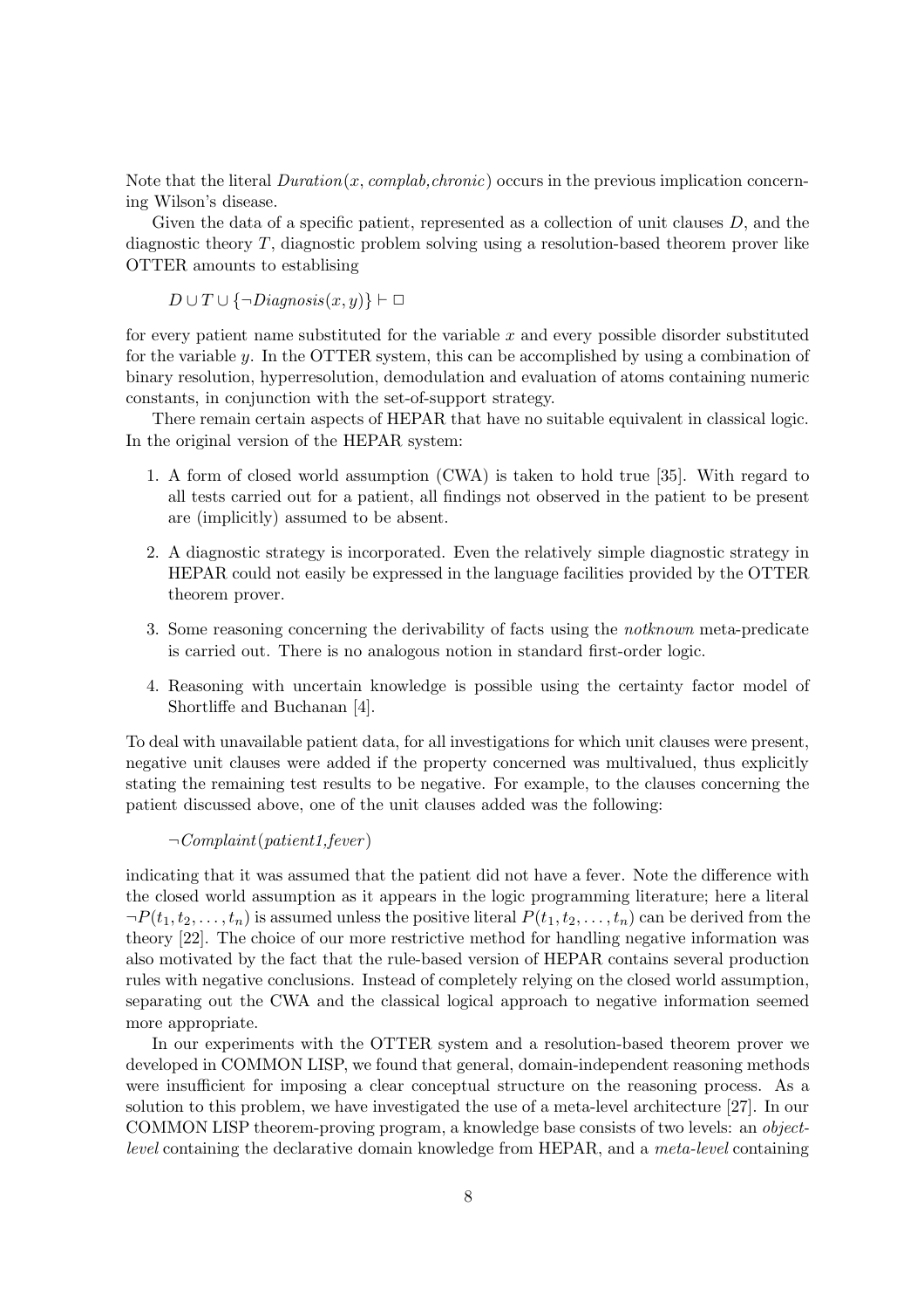Note that the literal *Duration*($x$, *complab,chronic*) occurs in the previous implication concerning Wilson's disease.

Given the data of a specific patient, represented as a collection of unit clauses $D$, and the diagnostic theory $T$, diagnostic problem solving using a resolution-based theorem prover like OTTER amounts to establising

$$D \cup T \cup \{\neg \mathit{Diagnosis}(x, y)\} \vdash \Box$$

for every patient name substituted for the variable $x$ and every possible disorder substituted for the variable $y$. In the OTTER system, this can be accomplished by using a combination of binary resolution, hyperresolution, demodulation and evaluation of atoms containing numeric constants, in conjunction with the set-of-support strategy.

There remain certain aspects of HEPAR that have no suitable equivalent in classical logic. In the original version of the HEPAR system:

1. A form of closed world assumption (CWA) is taken to hold true [35]. With regard to all tests carried out for a patient, all findings not observed in the patient to be present are (implicitly) assumed to be absent.
2. A diagnostic strategy is incorporated. Even the relatively simple diagnostic strategy in HEPAR could not easily be expressed in the language facilities provided by the OTTER theorem prover.
3. Some reasoning concerning the derivability of facts using the *notknown* meta-predicate is carried out. There is no analogous notion in standard first-order logic.
4. Reasoning with uncertain knowledge is possible using the certainty factor model of Shortliffe and Buchanan [4].

To deal with unavailable patient data, for all investigations for which unit clauses were present, negative unit clauses were added if the property concerned was multivalued, thus explicitly stating the remaining test results to be negative. For example, to the clauses concerning the patient discussed above, one of the unit clauses added was the following:

$$\neg \mathit{Complaint}(\mathit{patient1}, \mathit{fever})$$

indicating that it was assumed that the patient did not have a fever. Note the difference with the closed world assumption as it appears in the logic programming literature; here a literal $\neg P(t_1, t_2, \ldots, t_n)$ is assumed unless the positive literal $P(t_1, t_2, \ldots, t_n)$ can be derived from the theory [22]. The choice of our more restrictive method for handling negative information was also motivated by the fact that the rule-based version of HEPAR contains several production rules with negative conclusions. Instead of completely relying on the closed world assumption, separating out the CWA and the classical logical approach to negative information seemed more appropriate.

In our experiments with the OTTER system and a resolution-based theorem prover we developed in COMMON LISP, we found that general, domain-independent reasoning methods were insufficient for imposing a clear conceptual structure on the reasoning process. As a solution to this problem, we have investigated the use of a meta-level architecture [27]. In our COMMON LISP theorem-proving program, a knowledge base consists of two levels: an *object-level* containing the declarative domain knowledge from HEPAR, and a *meta-level* containing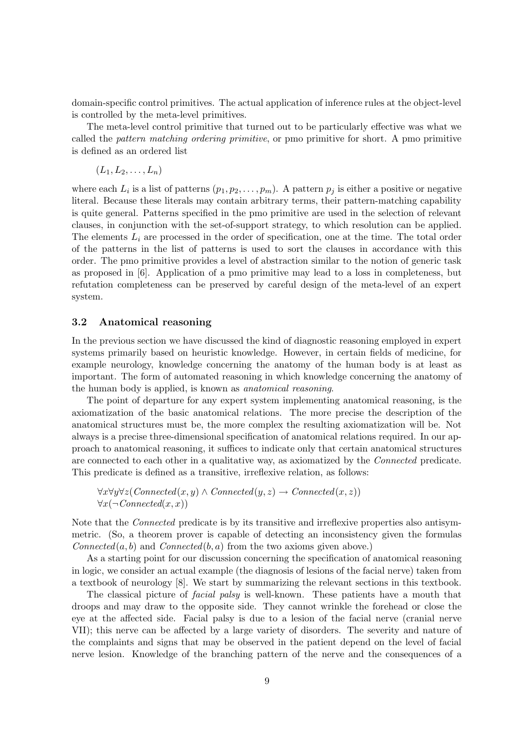domain-specific control primitives. The actual application of inference rules at the object-level is controlled by the meta-level primitives.

The meta-level control primitive that turned out to be particularly effective was what we called the *pattern matching ordering primitive*, or pmo primitive for short. A pmo primitive is defined as an ordered list

$$(L_1, L_2, \ldots, L_n)$$

where each $L_i$ is a list of patterns $(p_1, p_2, \ldots, p_m)$. A pattern $p_j$ is either a positive or negative literal. Because these literals may contain arbitrary terms, their pattern-matching capability is quite general. Patterns specified in the pmo primitive are used in the selection of relevant clauses, in conjunction with the set-of-support strategy, to which resolution can be applied. The elements $L_i$ are processed in the order of specification, one at the time. The total order of the patterns in the list of patterns is used to sort the clauses in accordance with this order. The pmo primitive provides a level of abstraction similar to the notion of generic task as proposed in [6]. Application of a pmo primitive may lead to a loss in completeness, but refutation completeness can be preserved by careful design of the meta-level of an expert system.

### 3.2 Anatomical reasoning

In the previous section we have discussed the kind of diagnostic reasoning employed in expert systems primarily based on heuristic knowledge. However, in certain fields of medicine, for example neurology, knowledge concerning the anatomy of the human body is at least as important. The form of automated reasoning in which knowledge concerning the anatomy of the human body is applied, is known as *anatomical reasoning*.

The point of departure for any expert system implementing anatomical reasoning, is the axiomatization of the basic anatomical relations. The more precise the description of the anatomical structures must be, the more complex the resulting axiomatization will be. Not always is a precise three-dimensional specification of anatomical relations required. In our approach to anatomical reasoning, it suffices to indicate only that certain anatomical structures are connected to each other in a qualitative way, as axiomatized by the *Connected* predicate. This predicate is defined as a transitive, irreflexive relation, as follows:

$$\forall x \forall y \forall z (Connected(x, y) \wedge Connected(y, z) \rightarrow Connected(x, z))$$
$$\forall x (\neg Connected(x, x))$$

Note that the *Connected* predicate is by its transitive and irreflexive properties also antisymmetric. (So, a theorem prover is capable of detecting an inconsistency given the formulas $Connected(a, b)$ and $Connected(b, a)$ from the two axioms given above.)

As a starting point for our discussion concerning the specification of anatomical reasoning in logic, we consider an actual example (the diagnosis of lesions of the facial nerve) taken from a textbook of neurology [8]. We start by summarizing the relevant sections in this textbook.

The classical picture of *facial palsy* is well-known. These patients have a mouth that droops and may draw to the opposite side. They cannot wrinkle the forehead or close the eye at the affected side. Facial palsy is due to a lesion of the facial nerve (cranial nerve VII); this nerve can be affected by a large variety of disorders. The severity and nature of the complaints and signs that may be observed in the patient depend on the level of facial nerve lesion. Knowledge of the branching pattern of the nerve and the consequences of a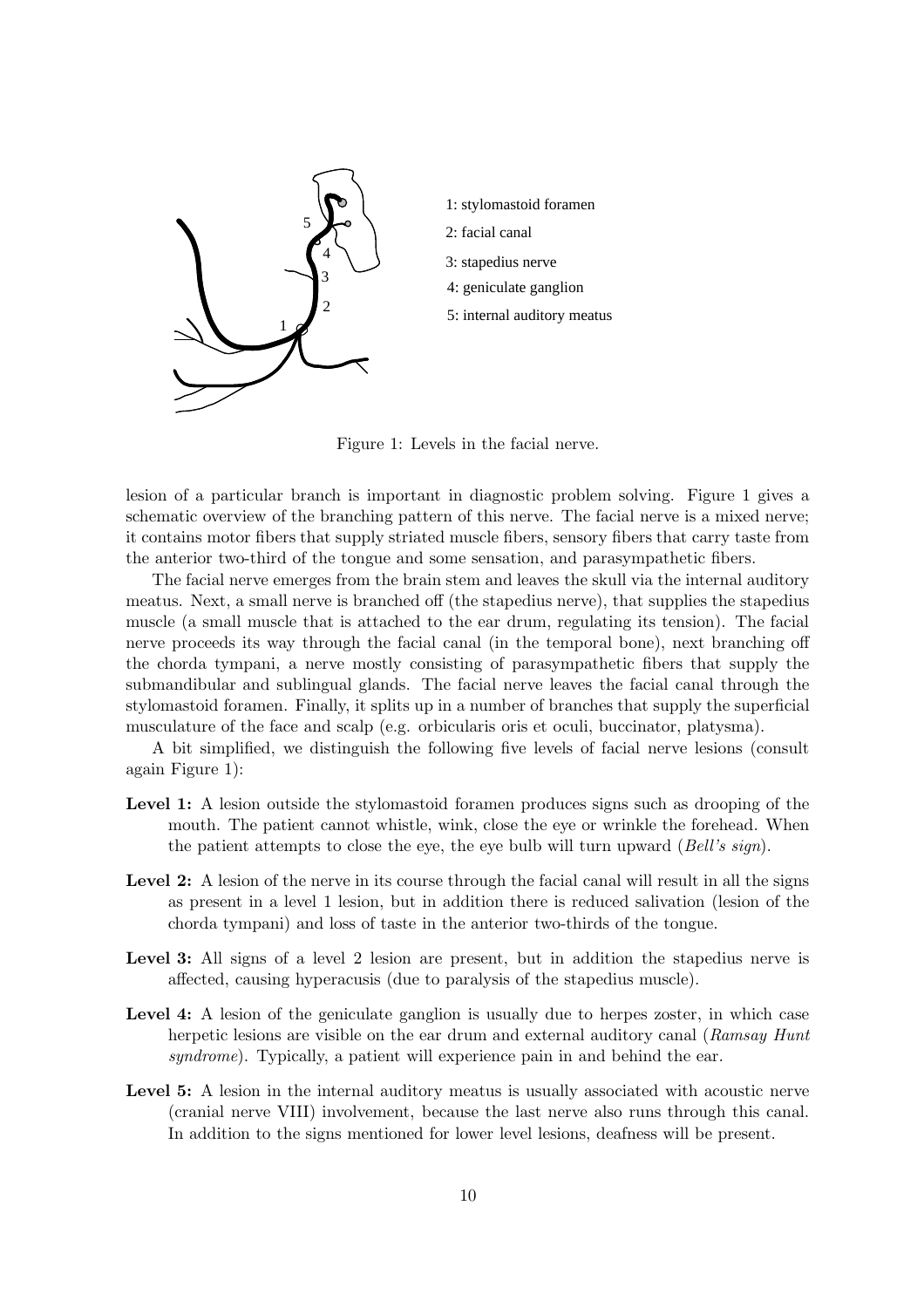1: stylomastoid foramen

2: facial canal

3: stapedius nerve

4: geniculate ganglion

5: internal auditory meatus

Figure 1: Levels in the facial nerve.

lesion of a particular branch is important in diagnostic problem solving. Figure 1 gives a schematic overview of the branching pattern of this nerve. The facial nerve is a mixed nerve; it contains motor fibers that supply striated muscle fibers, sensory fibers that carry taste from the anterior two-third of the tongue and some sensation, and parasympathetic fibers.

The facial nerve emerges from the brain stem and leaves the skull via the internal auditory meatus. Next, a small nerve is branched off (the stapedius nerve), that supplies the stapedius muscle (a small muscle that is attached to the ear drum, regulating its tension). The facial nerve proceeds its way through the facial canal (in the temporal bone), next branching off the chorda tympani, a nerve mostly consisting of parasympathetic fibers that supply the submandibular and sublingual glands. The facial nerve leaves the facial canal through the stylomastoid foramen. Finally, it splits up in a number of branches that supply the superficial musculature of the face and scalp (e.g. orbicularis oris et oculi, buccinator, platysma).

A bit simplified, we distinguish the following five levels of facial nerve lesions (consult again Figure 1):

- **Level 1:** A lesion outside the stylomastoid foramen produces signs such as drooping of the mouth. The patient cannot whistle, wink, close the eye or wrinkle the forehead. When the patient attempts to close the eye, the eye bulb will turn upward (*Bell's sign*).
- **Level 2:** A lesion of the nerve in its course through the facial canal will result in all the signs as present in a level 1 lesion, but in addition there is reduced salivation (lesion of the chorda tympani) and loss of taste in the anterior two-thirds of the tongue.
- **Level 3:** All signs of a level 2 lesion are present, but in addition the stapedius nerve is affected, causing hyperacusis (due to paralysis of the stapedius muscle).
- **Level 4:** A lesion of the geniculate ganglion is usually due to herpes zoster, in which case herpetic lesions are visible on the ear drum and external auditory canal (*Ramsay Hunt syndrome*). Typically, a patient will experience pain in and behind the ear.
- **Level 5:** A lesion in the internal auditory meatus is usually associated with acoustic nerve (cranial nerve VIII) involvement, because the last nerve also runs through this canal. In addition to the signs mentioned for lower level lesions, deafness will be present.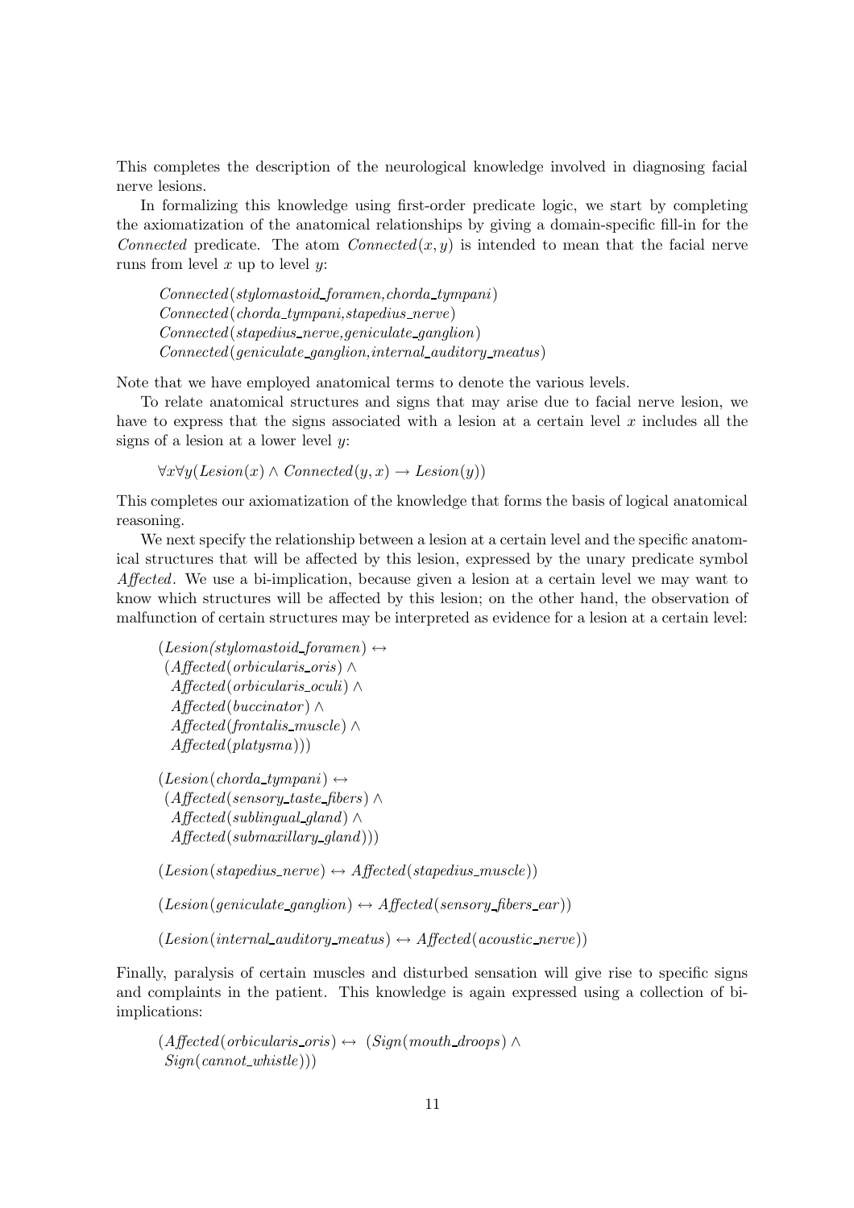This completes the description of the neurological knowledge involved in diagnosing facial nerve lesions.

In formalizing this knowledge using first-order predicate logic, we start by completing the axiomatization of the anatomical relationships by giving a domain-specific fill-in for the *Connected* predicate. The atom $Connected(x, y)$ is intended to mean that the facial nerve runs from level $x$ up to level $y$:

$$Connected(stylomastoid\_foramen, chorda\_tympani)$$
$$Connected(chorda\_tympani, stapedius\_nerve)$$
$$Connected(stapedius\_nerve, geniculate\_ganglion)$$
$$Connected(geniculate\_ganglion, internal\_auditory\_meatus)$$

Note that we have employed anatomical terms to denote the various levels.

To relate anatomical structures and signs that may arise due to facial nerve lesion, we have to express that the signs associated with a lesion at a certain level $x$ includes all the signs of a lesion at a lower level $y$:

$$\forall x \forall y (Lesion(x) \wedge Connected(y, x) \rightarrow Lesion(y))$$

This completes our axiomatization of the knowledge that forms the basis of logical anatomical reasoning.

We next specify the relationship between a lesion at a certain level and the specific anatomical structures that will be affected by this lesion, expressed by the unary predicate symbol *Affected*. We use a bi-implication, because given a lesion at a certain level we may want to know which structures will be affected by this lesion; on the other hand, the observation of malfunction of certain structures may be interpreted as evidence for a lesion at a certain level:

$$(Lesion(stylomastoid\_foramen) \leftrightarrow (Affected(orbicularis\_oris) \wedge Affected(orbicularis\_oculi) \wedge Affected(buccinator) \wedge Affected(frontalis\_muscle) \wedge Affected(platysma)))$$

$$(Lesion(chorda\_tympani) \leftrightarrow (Affected(sensory\_taste\_fibers) \wedge Affected(sublingual\_gland) \wedge Affected(submaxillary\_gland)))$$

$$(Lesion(stapedius\_nerve) \leftrightarrow Affected(stapedius\_muscle))$$

$$(Lesion(geniculate\_ganglion) \leftrightarrow Affected(sensory\_fibers\_ear))$$

$$(Lesion(internal\_auditory\_meatus) \leftrightarrow Affected(acoustic\_nerve))$$

Finally, paralysis of certain muscles and disturbed sensation will give rise to specific signs and complaints in the patient. This knowledge is again expressed using a collection of bi-implications:

$$(Affected(orbicularis\_oris) \leftrightarrow (Sign(mouth\_droops) \wedge Sign(cannot\_whistle)))$$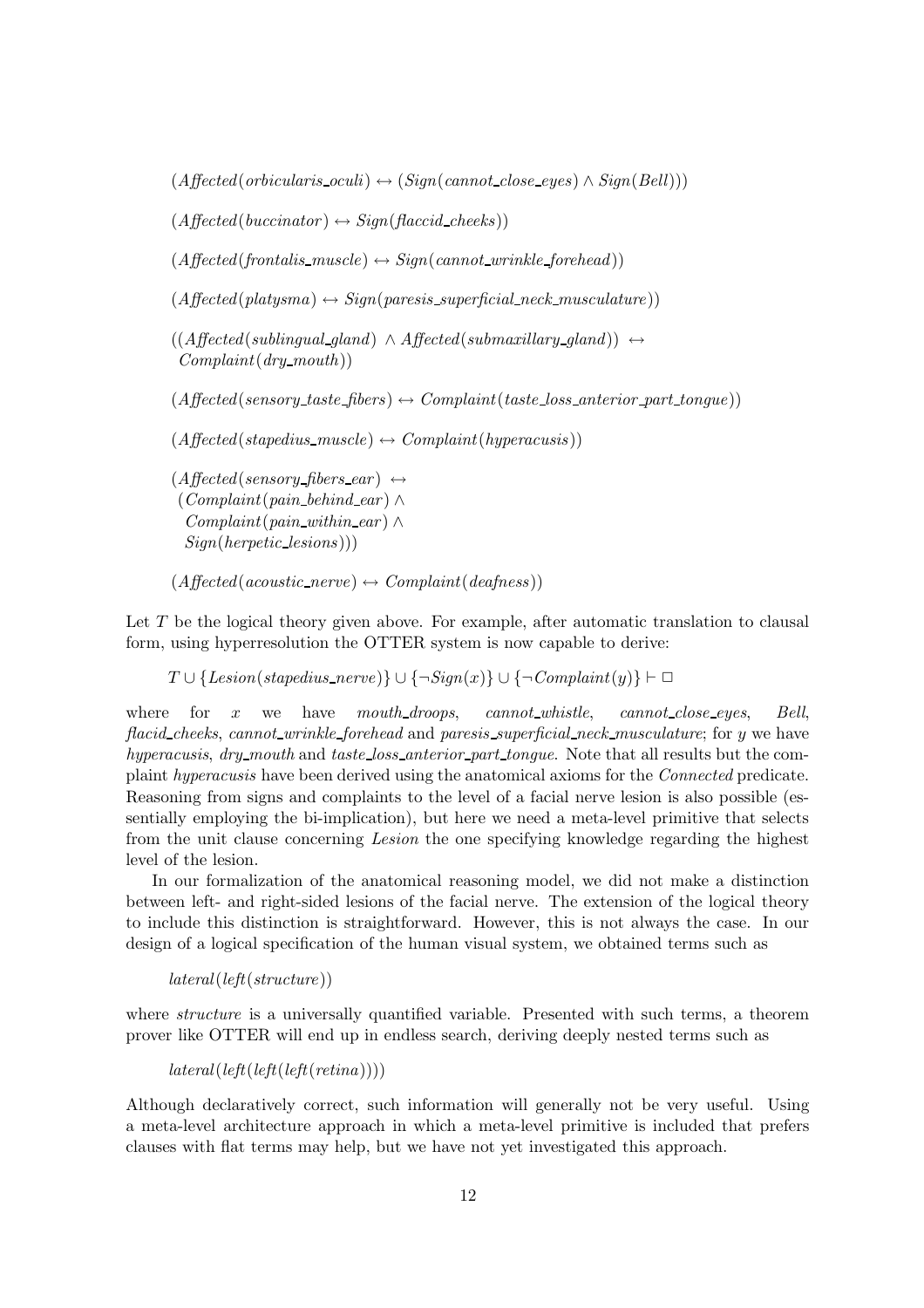$$(Affected(orbicularis\_oculi) \leftrightarrow (Sign(cannot\_close\_eyes) \wedge Sign(Bell)))$$

$$(Affected(buccinator) \leftrightarrow Sign(flaccid\_cheeks))$$

$$(Affected(frontalis\_muscle) \leftrightarrow Sign(cannot\_wrinkle\_forehead))$$

$$(Affected(platysma) \leftrightarrow Sign(paresis\_superficial\_neck\_musculature))$$

$$((Affected(sublingual\_gland) \wedge Affected(submaxillary\_gland)) \leftrightarrow Complaint(dry\_mouth))$$

$$(Affected(sensory\_taste\_fibers) \leftrightarrow Complaint(taste\_loss\_anterior\_part\_tongue))$$

$$(Affected(stapedius\_muscle) \leftrightarrow Complaint(hyperacusis))$$

$$(Affected(sensory\_fibers\_ear) \leftrightarrow (Complaint(pain\_behind\_ear) \wedge Complaint(pain\_within\_ear) \wedge Sign(herpetic\_lesions)))$$

$$(Affected(acoustic\_nerve) \leftrightarrow Complaint(deafness))$$

Let $T$ be the logical theory given above. For example, after automatic translation to clausal form, using hyperresolution the OTTER system is now capable to derive:

$$T \cup \{Lesion(stapedius\_nerve)\} \cup \{\neg Sign(x)\} \cup \{\neg Complaint(y)\} \vdash \Box$$

where for $x$ we have *mouth_droops*, *cannot_whistle*, *cannot_close_eyes*, *Bell*, *flacid_cheeks*, *cannot_wrinkle_forehead* and *paresis_superficial_neck_musculature*; for $y$ we have *hyperacusis*, *dry_mouth* and *taste_loss_anterior_part_tongue*. Note that all results but the complaint *hyperacusis* have been derived using the anatomical axioms for the *Connected* predicate. Reasoning from signs and complaints to the level of a facial nerve lesion is also possible (essentially employing the bi-implication), but here we need a meta-level primitive that selects from the unit clause concerning *Lesion* the one specifying knowledge regarding the highest level of the lesion.

In our formalization of the anatomical reasoning model, we did not make a distinction between left- and right-sided lesions of the facial nerve. The extension of the logical theory to include this distinction is straightforward. However, this is not always the case. In our design of a logical specification of the human visual system, we obtained terms such as

$$lateral(left(structure))$$

where *structure* is a universally quantified variable. Presented with such terms, a theorem prover like OTTER will end up in endless search, deriving deeply nested terms such as

$$lateral(left(left(left(retina))))$$

Although declaratively correct, such information will generally not be very useful. Using a meta-level architecture approach in which a meta-level primitive is included that prefers clauses with flat terms may help, but we have not yet investigated this approach.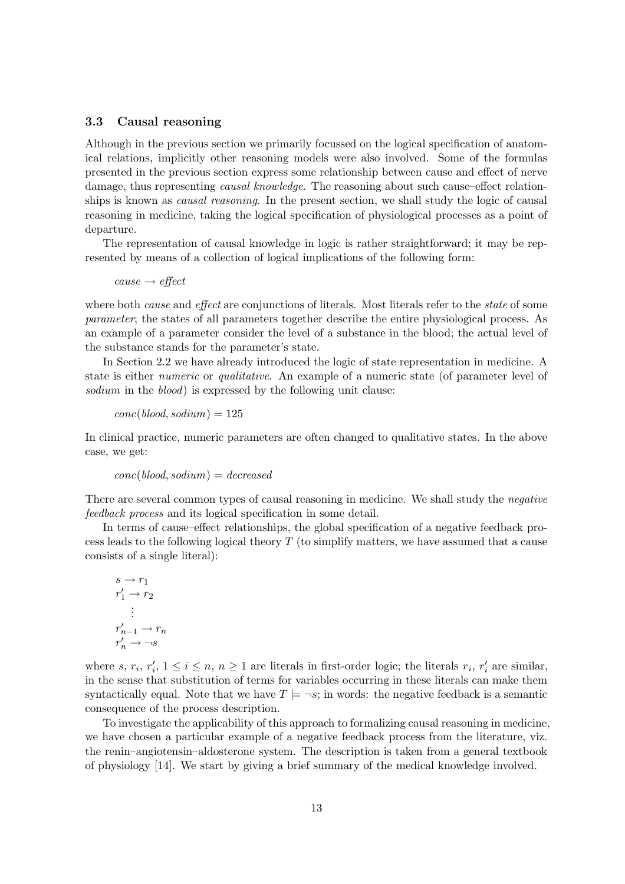### 3.3 Causal reasoning

Although in the previous section we primarily focussed on the logical specification of anatomical relations, implicitly other reasoning models were also involved. Some of the formulas presented in the previous section express some relationship between cause and effect of nerve damage, thus representing *causal knowledge*. The reasoning about such cause–effect relationships is known as *causal reasoning*. In the present section, we shall study the logic of causal reasoning in medicine, taking the logical specification of physiological processes as a point of departure.

The representation of causal knowledge in logic is rather straightforward; it may be represented by means of a collection of logical implications of the following form:

$$\textit{cause} \rightarrow \textit{effect}$$

where both *cause* and *effect* are conjunctions of literals. Most literals refer to the *state* of some *parameter*; the states of all parameters together describe the entire physiological process. As an example of a parameter consider the level of a substance in the blood; the actual level of the substance stands for the parameter's state.

In Section 2.2 we have already introduced the logic of state representation in medicine. A state is either *numeric* or *qualitative*. An example of a numeric state (of parameter level of *sodium* in the *blood*) is expressed by the following unit clause:

$$\textit{conc}(\textit{blood}, \textit{sodium}) = 125$$

In clinical practice, numeric parameters are often changed to qualitative states. In the above case, we get:

$$\textit{conc}(\textit{blood}, \textit{sodium}) = \textit{decreased}$$

There are several common types of causal reasoning in medicine. We shall study the *negative feedback process* and its logical specification in some detail.

In terms of cause–effect relationships, the global specification of a negative feedback process leads to the following logical theory $T$ (to simplify matters, we have assumed that a cause consists of a single literal):

$$
\begin{array}{l}
s \rightarrow r_1 \\
r'_1 \rightarrow r_2 \\
\quad \vdots \\
r'_{n-1} \rightarrow r_n \\
r'_n \rightarrow \neg s
\end{array}
$$

where $s$, $r_i$, $r'_i$, $1 \leq i \leq n$, $n \geq 1$ are literals in first-order logic; the literals $r_i$, $r'_i$ are similar, in the sense that substitution of terms for variables occurring in these literals can make them syntactically equal. Note that we have $T \models \neg s$; in words: the negative feedback is a semantic consequence of the process description.

To investigate the applicability of this approach to formalizing causal reasoning in medicine, we have chosen a particular example of a negative feedback process from the literature, viz. the renin–angiotensin–aldosterone system. The description is taken from a general textbook of physiology [14]. We start by giving a brief summary of the medical knowledge involved.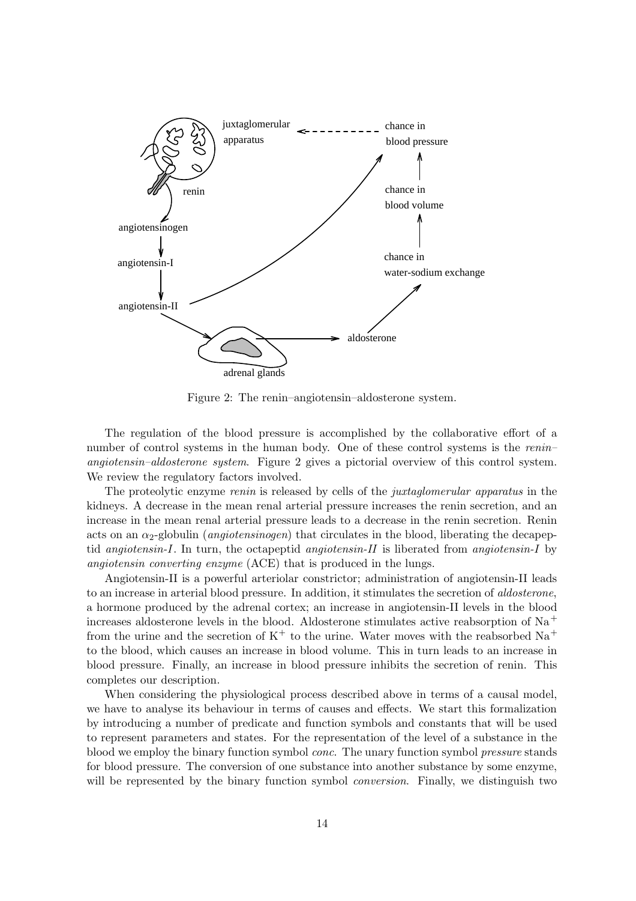Figure 2: The renin–angiotensin–aldosterone system.

The regulation of the blood pressure is accomplished by the collaborative effort of a number of control systems in the human body. One of these control systems is the *renin–angiotensin–aldosterone system*. Figure 2 gives a pictorial overview of this control system. We review the regulatory factors involved.

The proteolytic enzyme *renin* is released by cells of the *juxtaglomerular apparatus* in the kidneys. A decrease in the mean renal arterial pressure increases the renin secretion, and an increase in the mean renal arterial pressure leads to a decrease in the renin secretion. Renin acts on an $\alpha_2$-globulin (*angiotensinogen*) that circulates in the blood, liberating the decapeptid *angiotensin-I*. In turn, the octapeptid *angiotensin-II* is liberated from *angiotensin-I* by *angiotensin converting enzyme* (ACE) that is produced in the lungs.

Angiotensin-II is a powerful arteriolar constrictor; administration of angiotensin-II leads to an increase in arterial blood pressure. In addition, it stimulates the secretion of *aldosterone*, a hormone produced by the adrenal cortex; an increase in angiotensin-II levels in the blood increases aldosterone levels in the blood. Aldosterone stimulates active reabsorption of $Na^+$ from the urine and the secretion of $K^+$ to the urine. Water moves with the reabsorbed $Na^+$ to the blood, which causes an increase in blood volume. This in turn leads to an increase in blood pressure. Finally, an increase in blood pressure inhibits the secretion of renin. This completes our description.

When considering the physiological process described above in terms of a causal model, we have to analyse its behaviour in terms of causes and effects. We start this formalization by introducing a number of predicate and function symbols and constants that will be used to represent parameters and states. For the representation of the level of a substance in the blood we employ the binary function symbol *conc*. The unary function symbol *pressure* stands for blood pressure. The conversion of one substance into another substance by some enzyme, will be represented by the binary function symbol *conversion*. Finally, we distinguish two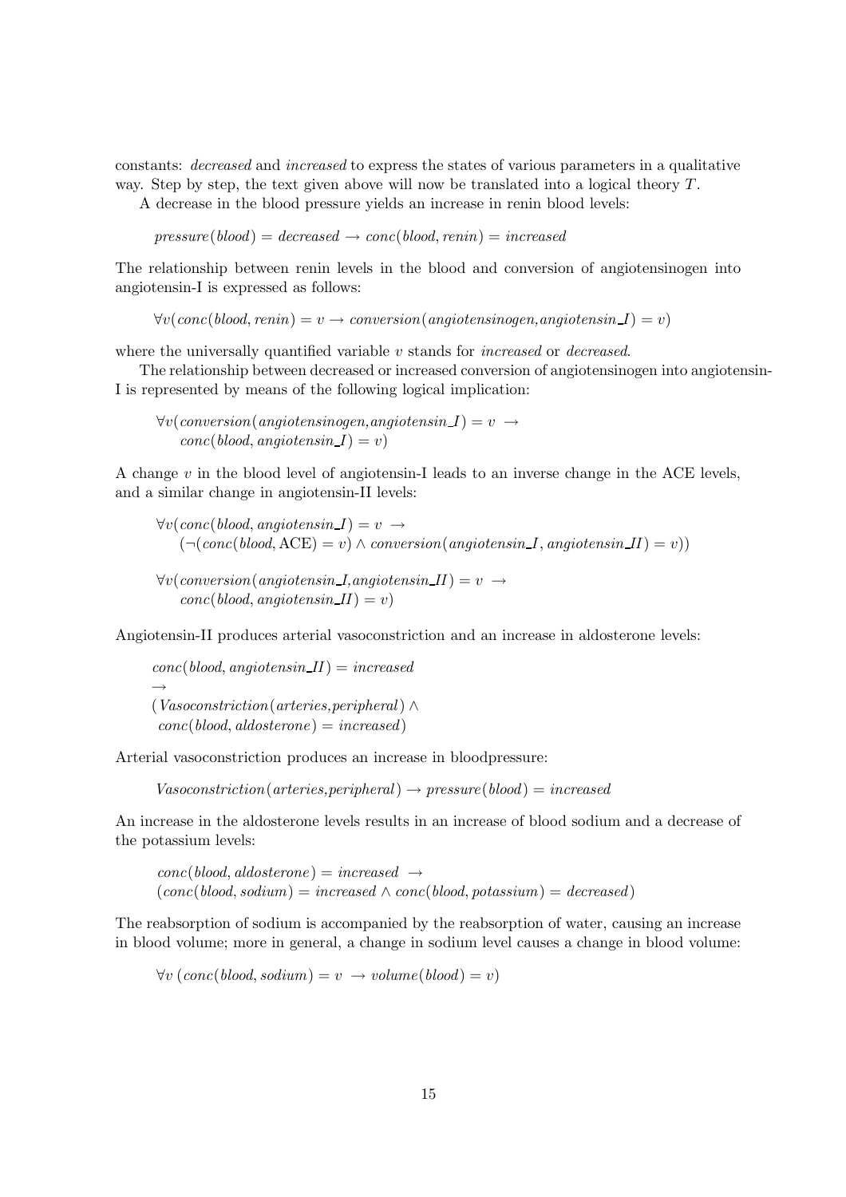constants: *decreased* and *increased* to express the states of various parameters in a qualitative way. Step by step, the text given above will now be translated into a logical theory $T$.

A decrease in the blood pressure yields an increase in renin blood levels:

$$\mathit{pressure}(\mathit{blood}) = \mathit{decreased} \rightarrow \mathit{conc}(\mathit{blood}, \mathit{renin}) = \mathit{increased}$$

The relationship between renin levels in the blood and conversion of angiotensinogen into angiotensin-I is expressed as follows:

$$\forall v(\mathit{conc}(\mathit{blood}, \mathit{renin}) = v \rightarrow \mathit{conversion}(\mathit{angiotensinogen}, \mathit{angiotensin\_I}) = v)$$

where the universally quantified variable $v$ stands for *increased* or *decreased*.

The relationship between decreased or increased conversion of angiotensinogen into angiotensin-I is represented by means of the following logical implication:

$$\forall v(\mathit{conversion}(\mathit{angiotensinogen}, \mathit{angiotensin\_I}) = v \rightarrow \mathit{conc}(\mathit{blood}, \mathit{angiotensin\_I}) = v)$$

A change $v$ in the blood level of angiotensin-I leads to an inverse change in the ACE levels, and a similar change in angiotensin-II levels:

$$\forall v(\mathit{conc}(\mathit{blood}, \mathit{angiotensin\_I}) = v \rightarrow (\neg(\mathit{conc}(\mathit{blood}, \mathrm{ACE}) = v) \wedge \mathit{conversion}(\mathit{angiotensin\_I}, \mathit{angiotensin\_II}) = v))$$

$$\forall v(\mathit{conversion}(\mathit{angiotensin\_I}, \mathit{angiotensin\_II}) = v \rightarrow \mathit{conc}(\mathit{blood}, \mathit{angiotensin\_II}) = v)$$

Angiotensin-II produces arterial vasoconstriction and an increase in aldosterone levels:

$$\mathit{conc}(\mathit{blood}, \mathit{angiotensin\_II}) = \mathit{increased} \rightarrow (\mathit{Vasoconstriction}(\mathit{arteries}, \mathit{peripheral}) \wedge \mathit{conc}(\mathit{blood}, \mathit{aldosterone}) = \mathit{increased})$$

Arterial vasoconstriction produces an increase in bloodpressure:

$$\mathit{Vasoconstriction}(\mathit{arteries}, \mathit{peripheral}) \rightarrow \mathit{pressure}(\mathit{blood}) = \mathit{increased}$$

An increase in the aldosterone levels results in an increase of blood sodium and a decrease of the potassium levels:

$$\mathit{conc}(\mathit{blood}, \mathit{aldosterone}) = \mathit{increased} \rightarrow (\mathit{conc}(\mathit{blood}, \mathit{sodium}) = \mathit{increased} \wedge \mathit{conc}(\mathit{blood}, \mathit{potassium}) = \mathit{decreased})$$

The reabsorption of sodium is accompanied by the reabsorption of water, causing an increase in blood volume; more in general, a change in sodium level causes a change in blood volume:

$$\forall v\,(\mathit{conc}(\mathit{blood}, \mathit{sodium}) = v \rightarrow \mathit{volume}(\mathit{blood}) = v)$$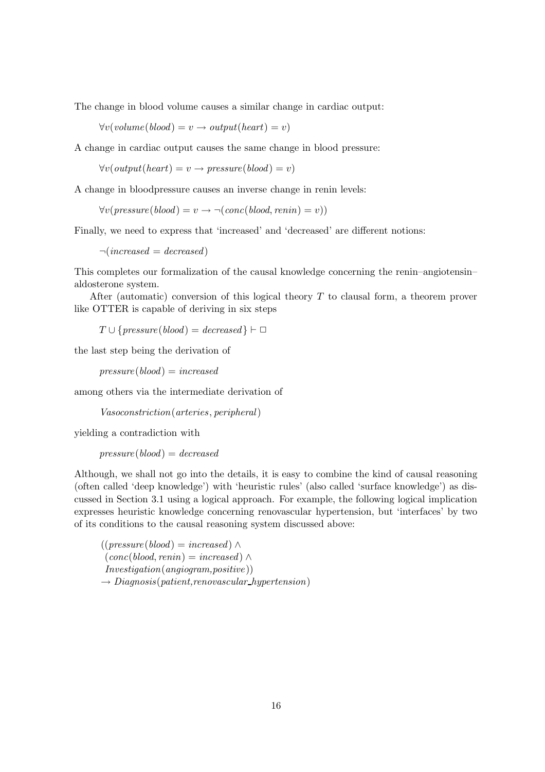The change in blood volume causes a similar change in cardiac output:

$$\forall v(\mathit{volume}(\mathit{blood}) = v \rightarrow \mathit{output}(\mathit{heart}) = v)$$

A change in cardiac output causes the same change in blood pressure:

$$\forall v(\mathit{output}(\mathit{heart}) = v \rightarrow \mathit{pressure}(\mathit{blood}) = v)$$

A change in bloodpressure causes an inverse change in renin levels:

$$\forall v(\mathit{pressure}(\mathit{blood}) = v \rightarrow \neg(\mathit{conc}(\mathit{blood}, \mathit{renin}) = v))$$

Finally, we need to express that 'increased' and 'decreased' are different notions:

$$\neg(\mathit{increased} = \mathit{decreased})$$

This completes our formalization of the causal knowledge concerning the renin–angiotensin–aldosterone system.

After (automatic) conversion of this logical theory $T$ to clausal form, a theorem prover like OTTER is capable of deriving in six steps

$$T \cup \{\mathit{pressure}(\mathit{blood}) = \mathit{decreased}\} \vdash \Box$$

the last step being the derivation of

$$\mathit{pressure}(\mathit{blood}) = \mathit{increased}$$

among others via the intermediate derivation of

$$\mathit{Vasoconstriction}(\mathit{arteries}, \mathit{peripheral})$$

yielding a contradiction with

$$\mathit{pressure}(\mathit{blood}) = \mathit{decreased}$$

Although, we shall not go into the details, it is easy to combine the kind of causal reasoning (often called 'deep knowledge') with 'heuristic rules' (also called 'surface knowledge') as discussed in Section 3.1 using a logical approach. For example, the following logical implication expresses heuristic knowledge concerning renovascular hypertension, but 'interfaces' by two of its conditions to the causal reasoning system discussed above:

$$\begin{array}{l}((\mathit{pressure}(\mathit{blood}) = \mathit{increased}) \wedge \\ \;(\mathit{conc}(\mathit{blood}, \mathit{renin}) = \mathit{increased}) \wedge \\ \;\mathit{Investigation}(\mathit{angiogram}, \mathit{positive})) \\ \rightarrow \mathit{Diagnosis}(\mathit{patient}, \mathit{renovascular\_hypertension})\end{array}$$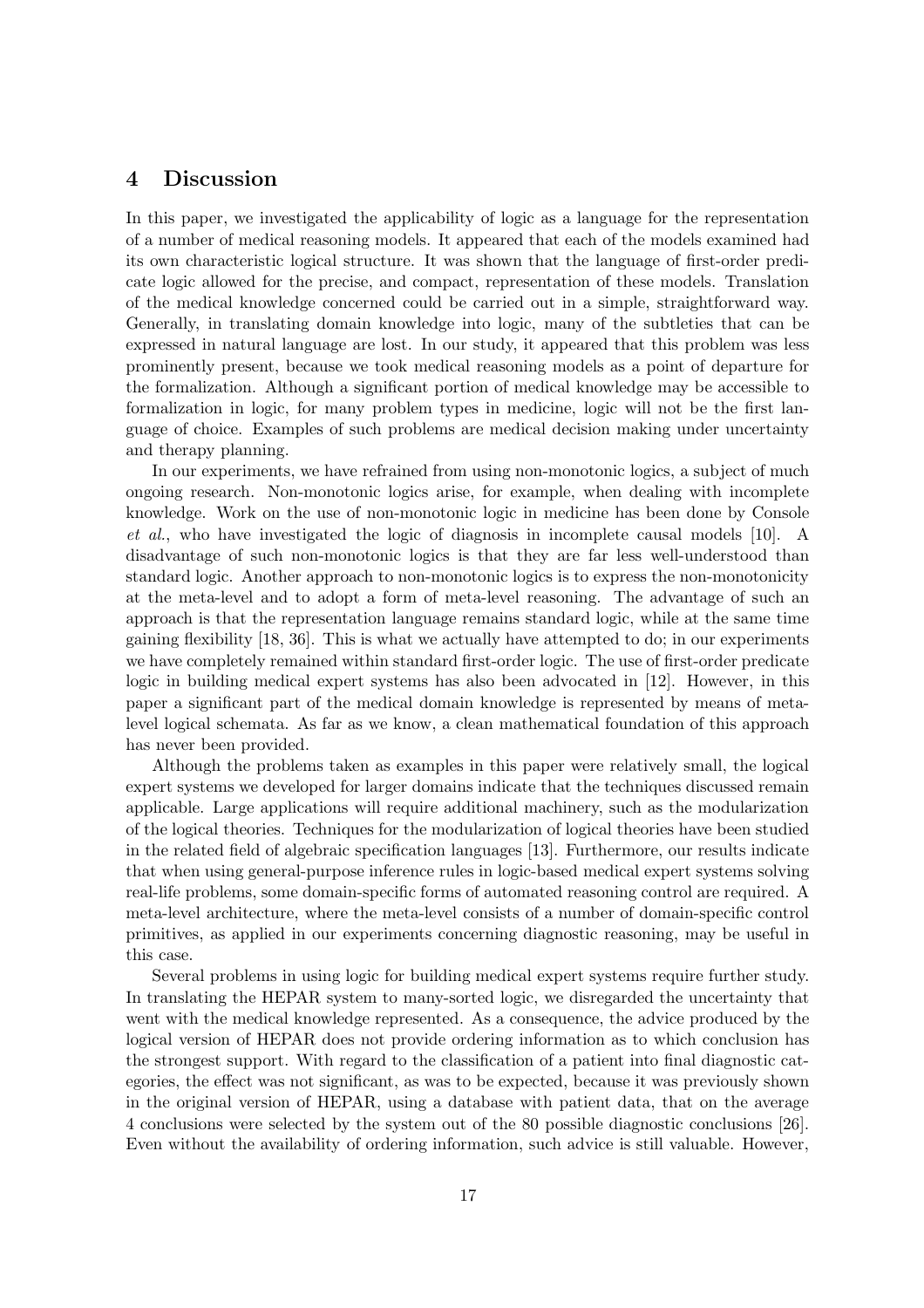## 4 Discussion

In this paper, we investigated the applicability of logic as a language for the representation of a number of medical reasoning models. It appeared that each of the models examined had its own characteristic logical structure. It was shown that the language of first-order predicate logic allowed for the precise, and compact, representation of these models. Translation of the medical knowledge concerned could be carried out in a simple, straightforward way. Generally, in translating domain knowledge into logic, many of the subtleties that can be expressed in natural language are lost. In our study, it appeared that this problem was less prominently present, because we took medical reasoning models as a point of departure for the formalization. Although a significant portion of medical knowledge may be accessible to formalization in logic, for many problem types in medicine, logic will not be the first language of choice. Examples of such problems are medical decision making under uncertainty and therapy planning.

In our experiments, we have refrained from using non-monotonic logics, a subject of much ongoing research. Non-monotonic logics arise, for example, when dealing with incomplete knowledge. Work on the use of non-monotonic logic in medicine has been done by Console *et al.*, who have investigated the logic of diagnosis in incomplete causal models [10]. A disadvantage of such non-monotonic logics is that they are far less well-understood than standard logic. Another approach to non-monotonic logics is to express the non-monotonicity at the meta-level and to adopt a form of meta-level reasoning. The advantage of such an approach is that the representation language remains standard logic, while at the same time gaining flexibility [18, 36]. This is what we actually have attempted to do; in our experiments we have completely remained within standard first-order logic. The use of first-order predicate logic in building medical expert systems has also been advocated in [12]. However, in this paper a significant part of the medical domain knowledge is represented by means of meta-level logical schemata. As far as we know, a clean mathematical foundation of this approach has never been provided.

Although the problems taken as examples in this paper were relatively small, the logical expert systems we developed for larger domains indicate that the techniques discussed remain applicable. Large applications will require additional machinery, such as the modularization of the logical theories. Techniques for the modularization of logical theories have been studied in the related field of algebraic specification languages [13]. Furthermore, our results indicate that when using general-purpose inference rules in logic-based medical expert systems solving real-life problems, some domain-specific forms of automated reasoning control are required. A meta-level architecture, where the meta-level consists of a number of domain-specific control primitives, as applied in our experiments concerning diagnostic reasoning, may be useful in this case.

Several problems in using logic for building medical expert systems require further study. In translating the HEPAR system to many-sorted logic, we disregarded the uncertainty that went with the medical knowledge represented. As a consequence, the advice produced by the logical version of HEPAR does not provide ordering information as to which conclusion has the strongest support. With regard to the classification of a patient into final diagnostic categories, the effect was not significant, as was to be expected, because it was previously shown in the original version of HEPAR, using a database with patient data, that on the average 4 conclusions were selected by the system out of the 80 possible diagnostic conclusions [26]. Even without the availability of ordering information, such advice is still valuable. However,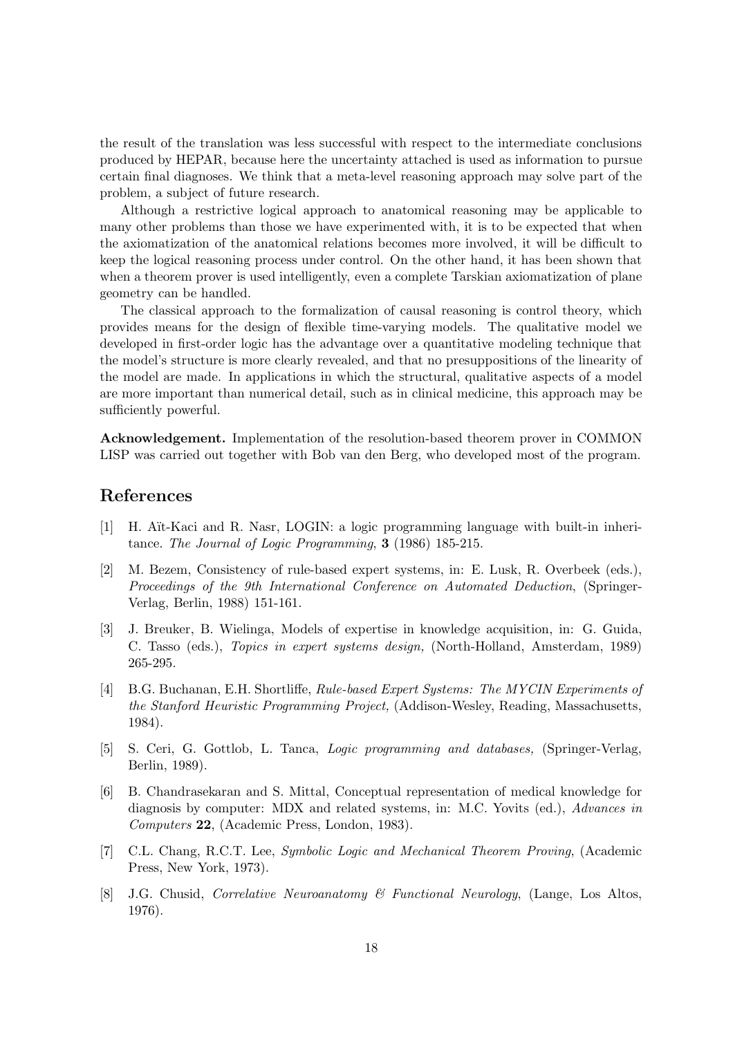the result of the translation was less successful with respect to the intermediate conclusions produced by HEPAR, because here the uncertainty attached is used as information to pursue certain final diagnoses. We think that a meta-level reasoning approach may solve part of the problem, a subject of future research.

Although a restrictive logical approach to anatomical reasoning may be applicable to many other problems than those we have experimented with, it is to be expected that when the axiomatization of the anatomical relations becomes more involved, it will be difficult to keep the logical reasoning process under control. On the other hand, it has been shown that when a theorem prover is used intelligently, even a complete Tarskian axiomatization of plane geometry can be handled.

The classical approach to the formalization of causal reasoning is control theory, which provides means for the design of flexible time-varying models. The qualitative model we developed in first-order logic has the advantage over a quantitative modeling technique that the model's structure is more clearly revealed, and that no presuppositions of the linearity of the model are made. In applications in which the structural, qualitative aspects of a model are more important than numerical detail, such as in clinical medicine, this approach may be sufficiently powerful.

**Acknowledgement.** Implementation of the resolution-based theorem prover in COMMON LISP was carried out together with Bob van den Berg, who developed most of the program.

## References

[1] H. Aït-Kaci and R. Nasr, LOGIN: a logic programming language with built-in inheritance. *The Journal of Logic Programming*, **3** (1986) 185-215.

[2] M. Bezem, Consistency of rule-based expert systems, in: E. Lusk, R. Overbeek (eds.), *Proceedings of the 9th International Conference on Automated Deduction*, (Springer-Verlag, Berlin, 1988) 151-161.

[3] J. Breuker, B. Wielinga, Models of expertise in knowledge acquisition, in: G. Guida, C. Tasso (eds.), *Topics in expert systems design,* (North-Holland, Amsterdam, 1989) 265-295.

[4] B.G. Buchanan, E.H. Shortliffe, *Rule-based Expert Systems: The MYCIN Experiments of the Stanford Heuristic Programming Project,* (Addison-Wesley, Reading, Massachusetts, 1984).

[5] S. Ceri, G. Gottlob, L. Tanca, *Logic programming and databases,* (Springer-Verlag, Berlin, 1989).

[6] B. Chandrasekaran and S. Mittal, Conceptual representation of medical knowledge for diagnosis by computer: MDX and related systems, in: M.C. Yovits (ed.), *Advances in Computers* **22**, (Academic Press, London, 1983).

[7] C.L. Chang, R.C.T. Lee, *Symbolic Logic and Mechanical Theorem Proving*, (Academic Press, New York, 1973).

[8] J.G. Chusid, *Correlative Neuroanatomy & Functional Neurology*, (Lange, Los Altos, 1976).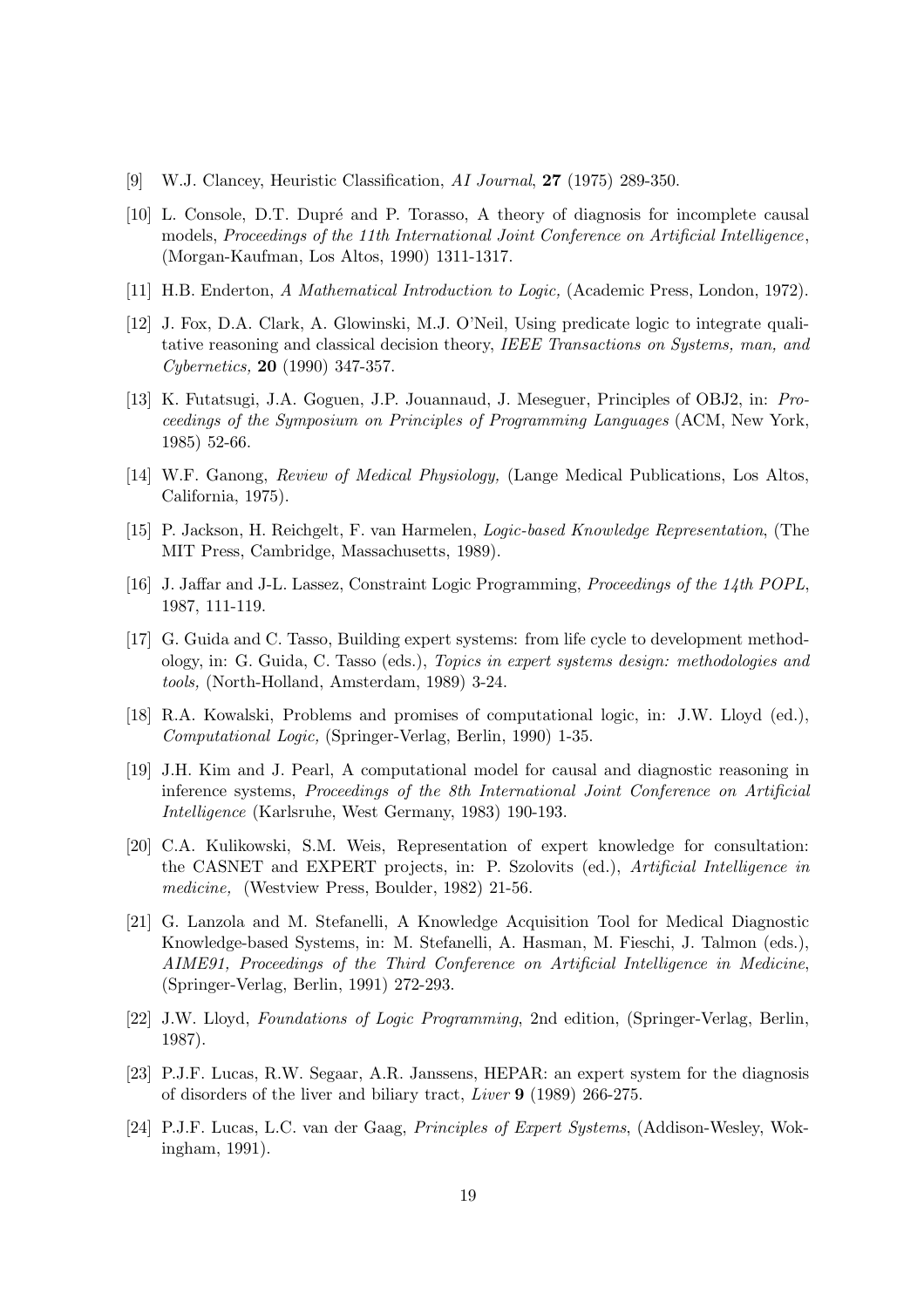[9] W.J. Clancey, Heuristic Classification, *AI Journal*, **27** (1975) 289-350.

[10] L. Console, D.T. Dupré and P. Torasso, A theory of diagnosis for incomplete causal models, *Proceedings of the 11th International Joint Conference on Artificial Intelligence*, (Morgan-Kaufman, Los Altos, 1990) 1311-1317.

[11] H.B. Enderton, *A Mathematical Introduction to Logic,* (Academic Press, London, 1972).

[12] J. Fox, D.A. Clark, A. Glowinski, M.J. O'Neil, Using predicate logic to integrate qualitative reasoning and classical decision theory, *IEEE Transactions on Systems, man, and Cybernetics,* **20** (1990) 347-357.

[13] K. Futatsugi, J.A. Goguen, J.P. Jouannaud, J. Meseguer, Principles of OBJ2, in: *Proceedings of the Symposium on Principles of Programming Languages* (ACM, New York, 1985) 52-66.

[14] W.F. Ganong, *Review of Medical Physiology,* (Lange Medical Publications, Los Altos, California, 1975).

[15] P. Jackson, H. Reichgelt, F. van Harmelen, *Logic-based Knowledge Representation*, (The MIT Press, Cambridge, Massachusetts, 1989).

[16] J. Jaffar and J-L. Lassez, Constraint Logic Programming, *Proceedings of the 14th POPL*, 1987, 111-119.

[17] G. Guida and C. Tasso, Building expert systems: from life cycle to development methodology, in: G. Guida, C. Tasso (eds.), *Topics in expert systems design: methodologies and tools,* (North-Holland, Amsterdam, 1989) 3-24.

[18] R.A. Kowalski, Problems and promises of computational logic, in: J.W. Lloyd (ed.), *Computational Logic,* (Springer-Verlag, Berlin, 1990) 1-35.

[19] J.H. Kim and J. Pearl, A computational model for causal and diagnostic reasoning in inference systems, *Proceedings of the 8th International Joint Conference on Artificial Intelligence* (Karlsruhe, West Germany, 1983) 190-193.

[20] C.A. Kulikowski, S.M. Weis, Representation of expert knowledge for consultation: the CASNET and EXPERT projects, in: P. Szolovits (ed.), *Artificial Intelligence in medicine,* (Westview Press, Boulder, 1982) 21-56.

[21] G. Lanzola and M. Stefanelli, A Knowledge Acquisition Tool for Medical Diagnostic Knowledge-based Systems, in: M. Stefanelli, A. Hasman, M. Fieschi, J. Talmon (eds.), *AIME91, Proceedings of the Third Conference on Artificial Intelligence in Medicine*, (Springer-Verlag, Berlin, 1991) 272-293.

[22] J.W. Lloyd, *Foundations of Logic Programming*, 2nd edition, (Springer-Verlag, Berlin, 1987).

[23] P.J.F. Lucas, R.W. Segaar, A.R. Janssens, HEPAR: an expert system for the diagnosis of disorders of the liver and biliary tract, *Liver* **9** (1989) 266-275.

[24] P.J.F. Lucas, L.C. van der Gaag, *Principles of Expert Systems*, (Addison-Wesley, Wokingham, 1991).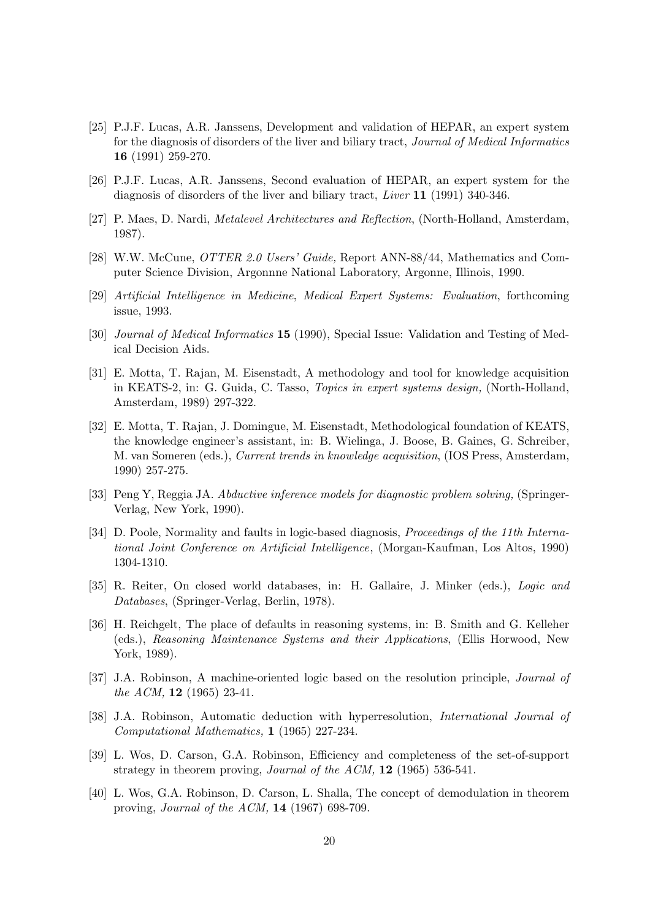[25] P.J.F. Lucas, A.R. Janssens, Development and validation of HEPAR, an expert system for the diagnosis of disorders of the liver and biliary tract, *Journal of Medical Informatics* **16** (1991) 259-270.

[26] P.J.F. Lucas, A.R. Janssens, Second evaluation of HEPAR, an expert system for the diagnosis of disorders of the liver and biliary tract, *Liver* **11** (1991) 340-346.

[27] P. Maes, D. Nardi, *Metalevel Architectures and Reflection*, (North-Holland, Amsterdam, 1987).

[28] W.W. McCune, *OTTER 2.0 Users' Guide,* Report ANN-88/44, Mathematics and Computer Science Division, Argonnne National Laboratory, Argonne, Illinois, 1990.

[29] *Artificial Intelligence in Medicine*, *Medical Expert Systems: Evaluation*, forthcoming issue, 1993.

[30] *Journal of Medical Informatics* **15** (1990), Special Issue: Validation and Testing of Medical Decision Aids.

[31] E. Motta, T. Rajan, M. Eisenstadt, A methodology and tool for knowledge acquisition in KEATS-2, in: G. Guida, C. Tasso, *Topics in expert systems design,* (North-Holland, Amsterdam, 1989) 297-322.

[32] E. Motta, T. Rajan, J. Domingue, M. Eisenstadt, Methodological foundation of KEATS, the knowledge engineer's assistant, in: B. Wielinga, J. Boose, B. Gaines, G. Schreiber, M. van Someren (eds.), *Current trends in knowledge acquisition*, (IOS Press, Amsterdam, 1990) 257-275.

[33] Peng Y, Reggia JA. *Abductive inference models for diagnostic problem solving,* (Springer-Verlag, New York, 1990).

[34] D. Poole, Normality and faults in logic-based diagnosis, *Proceedings of the 11th International Joint Conference on Artificial Intelligence*, (Morgan-Kaufman, Los Altos, 1990) 1304-1310.

[35] R. Reiter, On closed world databases, in: H. Gallaire, J. Minker (eds.), *Logic and Databases*, (Springer-Verlag, Berlin, 1978).

[36] H. Reichgelt, The place of defaults in reasoning systems, in: B. Smith and G. Kelleher (eds.), *Reasoning Maintenance Systems and their Applications*, (Ellis Horwood, New York, 1989).

[37] J.A. Robinson, A machine-oriented logic based on the resolution principle, *Journal of the ACM,* **12** (1965) 23-41.

[38] J.A. Robinson, Automatic deduction with hyperresolution, *International Journal of Computational Mathematics,* **1** (1965) 227-234.

[39] L. Wos, D. Carson, G.A. Robinson, Efficiency and completeness of the set-of-support strategy in theorem proving, *Journal of the ACM,* **12** (1965) 536-541.

[40] L. Wos, G.A. Robinson, D. Carson, L. Shalla, The concept of demodulation in theorem proving, *Journal of the ACM,* **14** (1967) 698-709.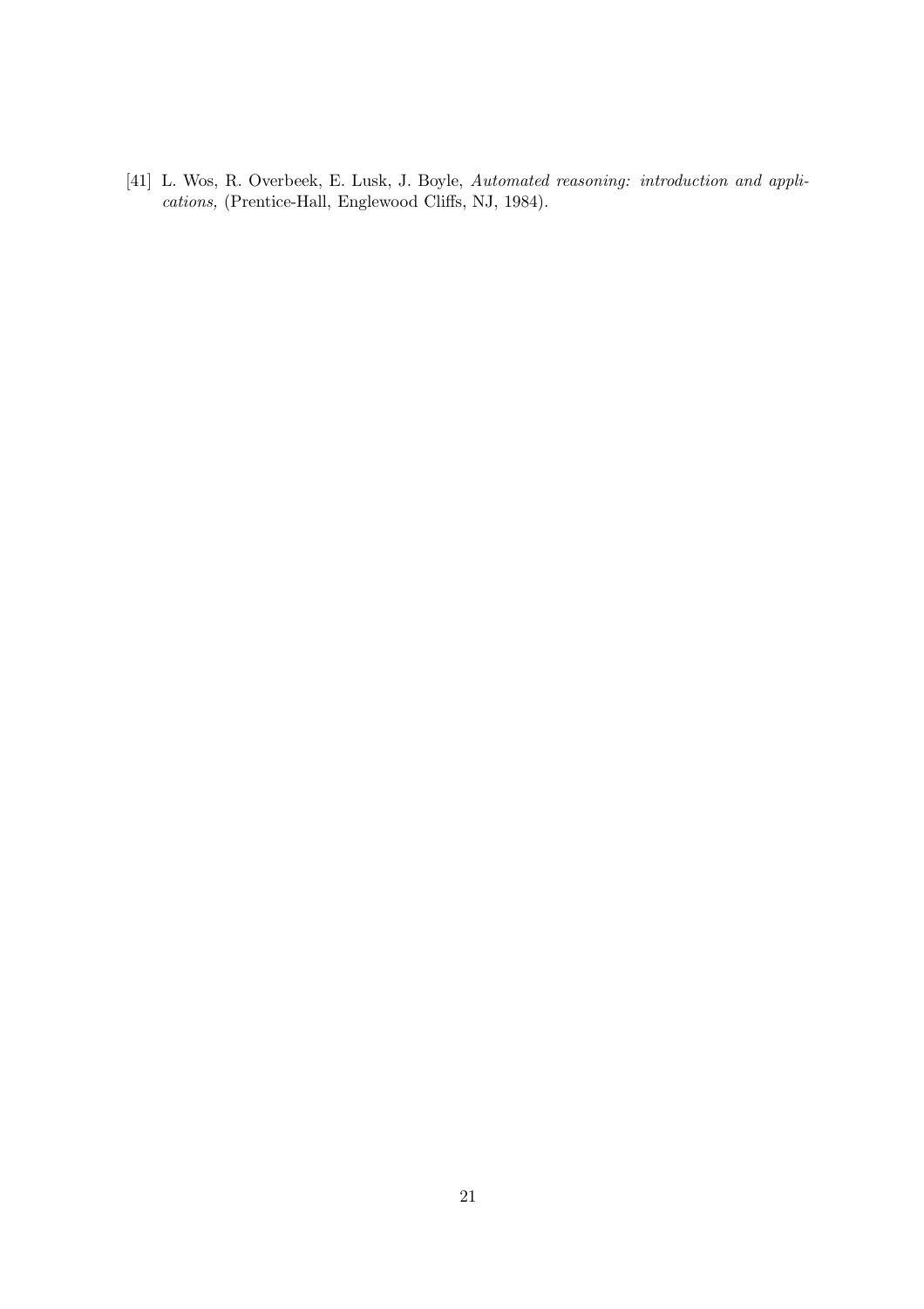[41] L. Wos, R. Overbeek, E. Lusk, J. Boyle, *Automated reasoning: introduction and applications,* (Prentice-Hall, Englewood Cliffs, NJ, 1984).